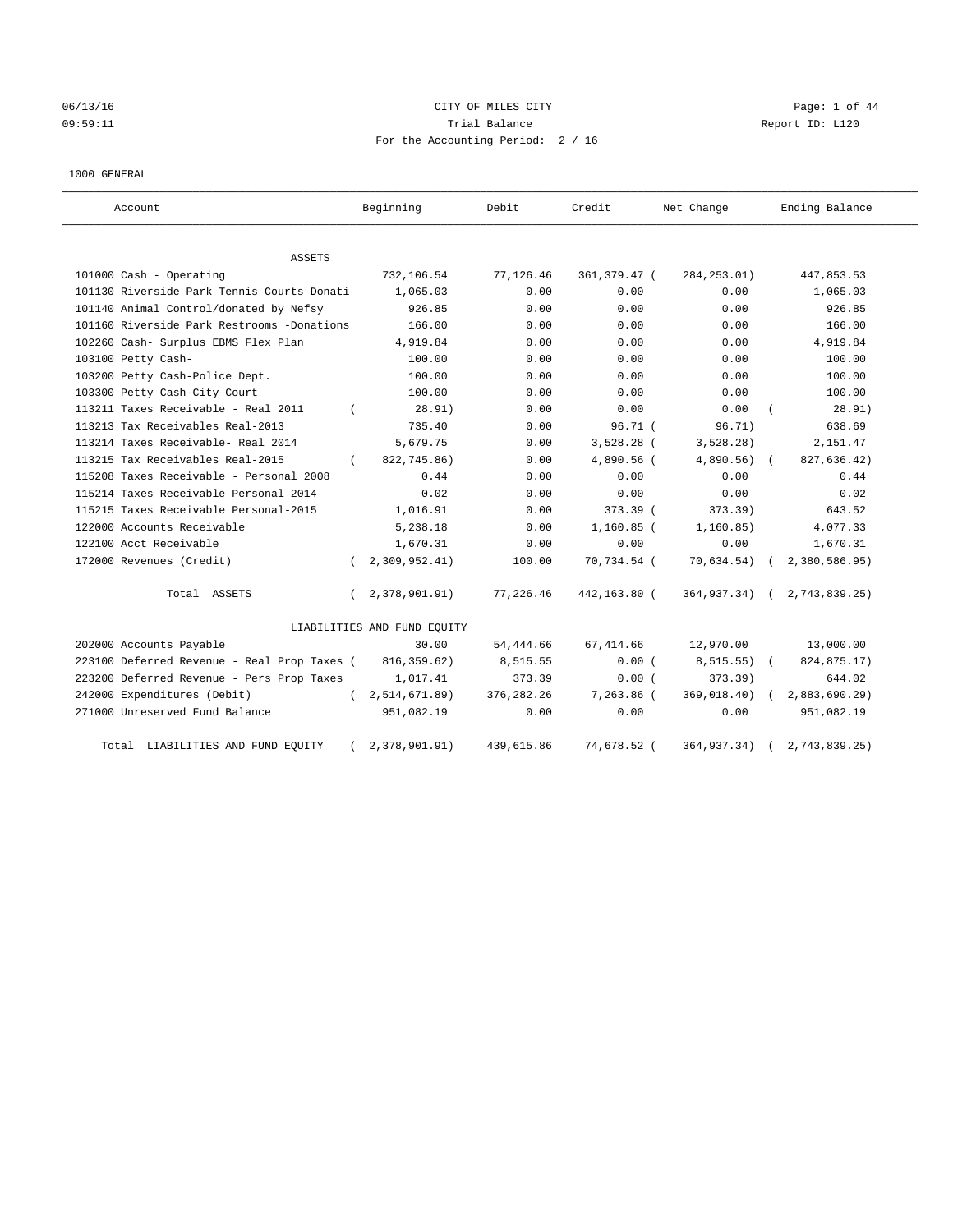CITY OF MILES CITY

Trial Balance

For the Accounting Period: 2 / 16

06/13/16 09:59:11 — Report ID: L120

1000 GENERAL

| Account | Beginning | Debit | Credit | Net Change | Ending Balance |
|---|---|---|---|---|---|
| **ASSETS** | | | | | |
| 101000 Cash - Operating | 732,106.54 | 77,126.46 | 361,379.47 | (284,253.01) | 447,853.53 |
| 101130 Riverside Park Tennis Courts Donati | 1,065.03 | 0.00 | 0.00 | 0.00 | 1,065.03 |
| 101140 Animal Control/donated by Nefsy | 926.85 | 0.00 | 0.00 | 0.00 | 926.85 |
| 101160 Riverside Park Restrooms -Donations | 166.00 | 0.00 | 0.00 | 0.00 | 166.00 |
| 102260 Cash- Surplus EBMS Flex Plan | 4,919.84 | 0.00 | 0.00 | 0.00 | 4,919.84 |
| 103100 Petty Cash- | 100.00 | 0.00 | 0.00 | 0.00 | 100.00 |
| 103200 Petty Cash-Police Dept. | 100.00 | 0.00 | 0.00 | 0.00 | 100.00 |
| 103300 Petty Cash-City Court | 100.00 | 0.00 | 0.00 | 0.00 | 100.00 |
| 113211 Taxes Receivable - Real 2011 | (28.91) | 0.00 | 0.00 | 0.00 | (28.91) |
| 113213 Tax Receivables Real-2013 | 735.40 | 0.00 | 96.71 | (96.71) | 638.69 |
| 113214 Taxes Receivable- Real 2014 | 5,679.75 | 0.00 | 3,528.28 | (3,528.28) | 2,151.47 |
| 113215 Tax Receivables Real-2015 | (822,745.86) | 0.00 | 4,890.56 | (4,890.56) | (827,636.42) |
| 115208 Taxes Receivable - Personal 2008 | 0.44 | 0.00 | 0.00 | 0.00 | 0.44 |
| 115214 Taxes Receivable Personal 2014 | 0.02 | 0.00 | 0.00 | 0.00 | 0.02 |
| 115215 Taxes Receivable Personal-2015 | 1,016.91 | 0.00 | 373.39 | (373.39) | 643.52 |
| 122000 Accounts Receivable | 5,238.18 | 0.00 | 1,160.85 | (1,160.85) | 4,077.33 |
| 122100 Acct Receivable | 1,670.31 | 0.00 | 0.00 | 0.00 | 1,670.31 |
| 172000 Revenues (Credit) | (2,309,952.41) | 100.00 | 70,734.54 | (70,634.54) | (2,380,586.95) |
| Total ASSETS | (2,378,901.91) | 77,226.46 | 442,163.80 | (364,937.34) | (2,743,839.25) |
| **LIABILITIES AND FUND EQUITY** | | | | | |
| 202000 Accounts Payable | 30.00 | 54,444.66 | 67,414.66 | 12,970.00 | 13,000.00 |
| 223100 Deferred Revenue - Real Prop Taxes | (816,359.62) | 8,515.55 | 0.00 | (8,515.55) | (824,875.17) |
| 223200 Deferred Revenue - Pers Prop Taxes | 1,017.41 | 373.39 | 0.00 | (373.39) | 644.02 |
| 242000 Expenditures (Debit) | (2,514,671.89) | 376,282.26 | 7,263.86 | (369,018.40) | (2,883,690.29) |
| 271000 Unreserved Fund Balance | 951,082.19 | 0.00 | 0.00 | 0.00 | 951,082.19 |
| Total LIABILITIES AND FUND EQUITY | (2,378,901.91) | 439,615.86 | 74,678.52 | (364,937.34) | (2,743,839.25) |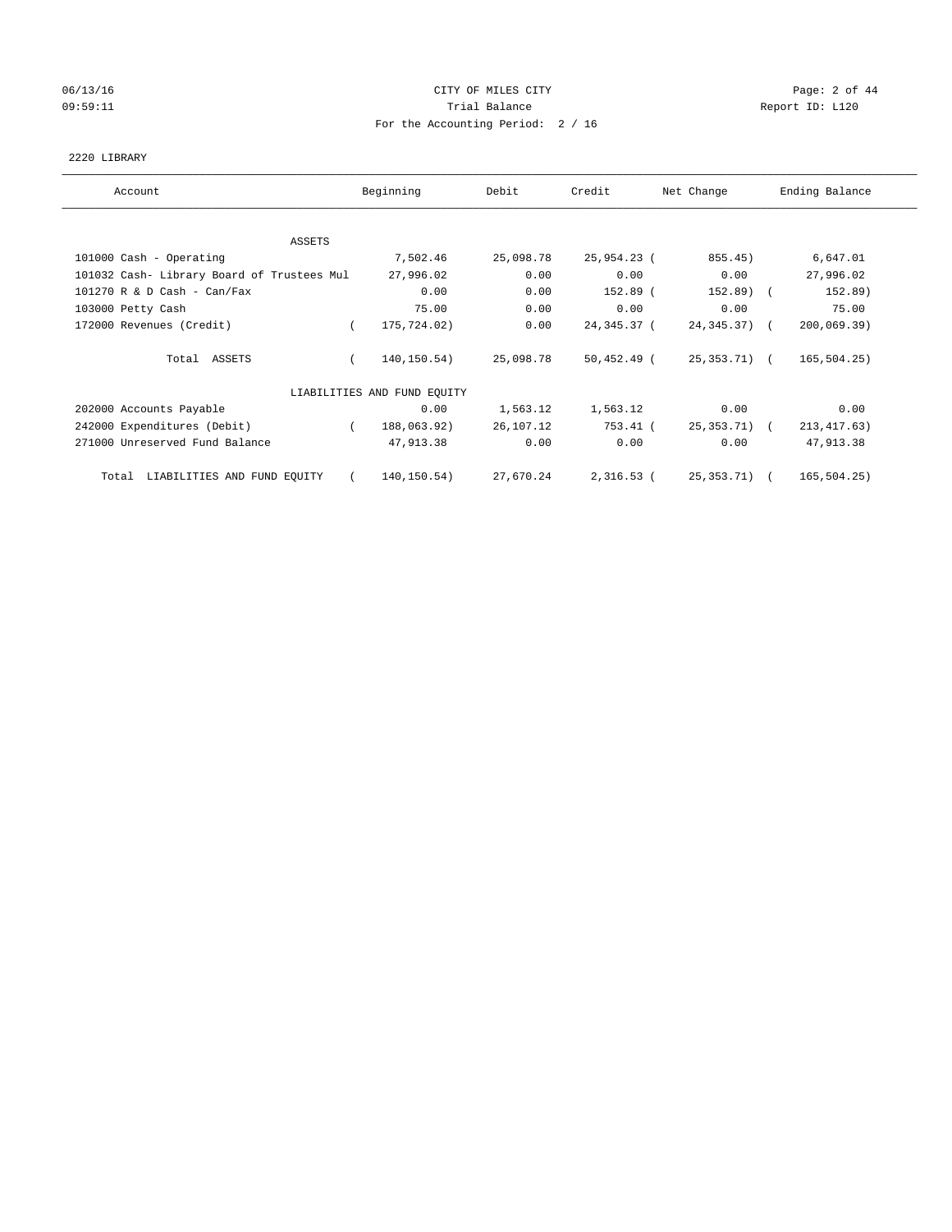# CITY OF MILES CITY

## Trial Balance

### For the Accounting Period: 2 / 16

06/13/16 09:59:11

Report ID: L120

2220 LIBRARY

| Account | Beginning | Debit | Credit | Net Change | Ending Balance |
|---|---|---|---|---|---|
| ASSETS | | | | | |
| 101000 Cash - Operating | 7,502.46 | 25,098.78 | 25,954.23 | ( 855.45) | 6,647.01 |
| 101032 Cash- Library Board of Trustees Mul | 27,996.02 | 0.00 | 0.00 | 0.00 | 27,996.02 |
| 101270 R & D Cash - Can/Fax | 0.00 | 0.00 | 152.89 | ( 152.89) | ( 152.89) |
| 103000 Petty Cash | 75.00 | 0.00 | 0.00 | 0.00 | 75.00 |
| 172000 Revenues (Credit) | ( 175,724.02) | 0.00 | 24,345.37 | ( 24,345.37) | ( 200,069.39) |
| Total ASSETS | ( 140,150.54) | 25,098.78 | 50,452.49 | ( 25,353.71) | ( 165,504.25) |
| LIABILITIES AND FUND EQUITY | | | | | |
| 202000 Accounts Payable | 0.00 | 1,563.12 | 1,563.12 | 0.00 | 0.00 |
| 242000 Expenditures (Debit) | ( 188,063.92) | 26,107.12 | 753.41 | ( 25,353.71) | ( 213,417.63) |
| 271000 Unreserved Fund Balance | 47,913.38 | 0.00 | 0.00 | 0.00 | 47,913.38 |
| Total LIABILITIES AND FUND EQUITY | ( 140,150.54) | 27,670.24 | 2,316.53 | ( 25,353.71) | ( 165,504.25) |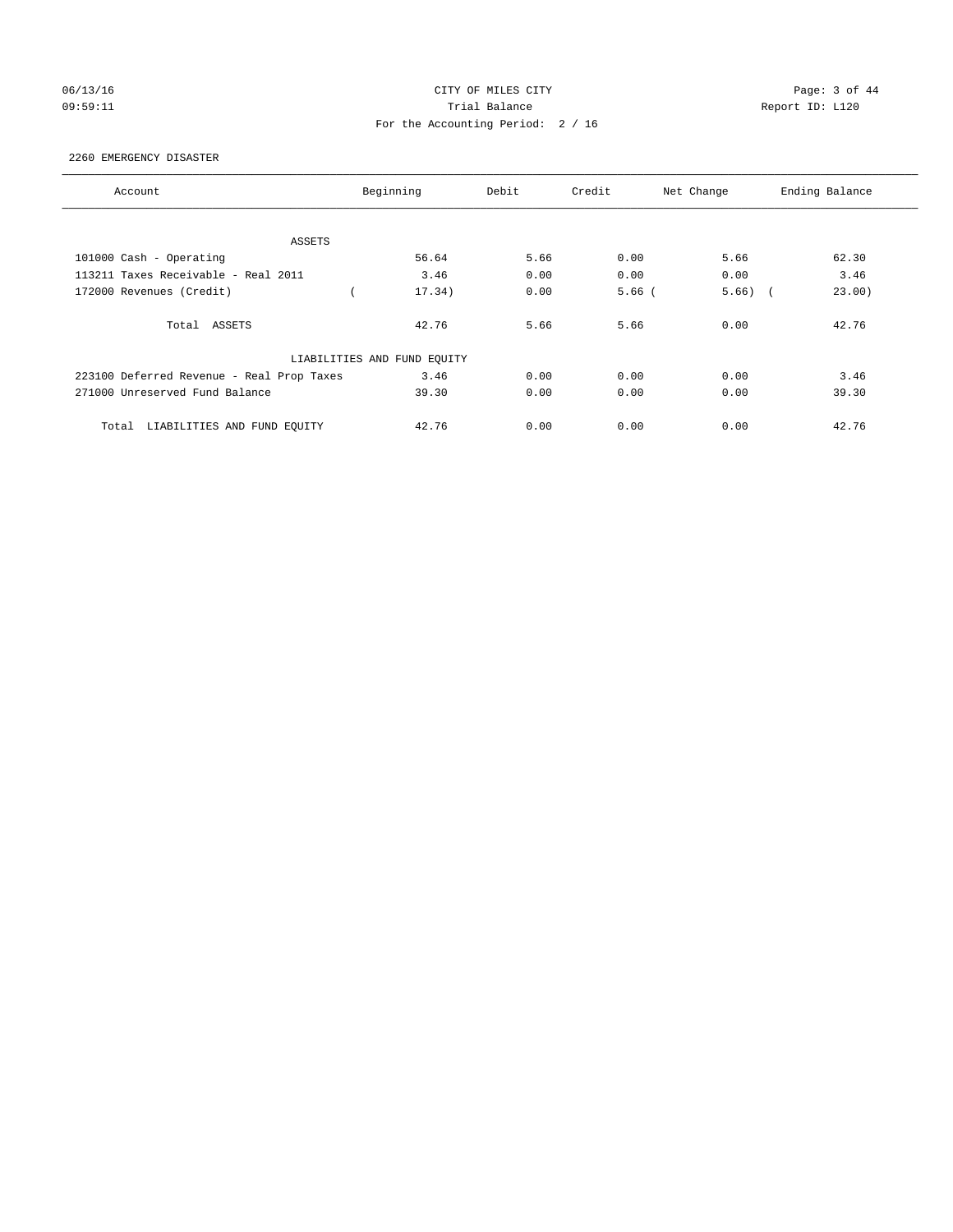CITY OF MILES CITY
Trial Balance
For the Accounting Period: 2 / 16

06/13/16
09:59:11

Report ID: L120

2260 EMERGENCY DISASTER

| Account | Beginning | Debit | Credit | Net Change | Ending Balance |
|---|---|---|---|---|---|
| ASSETS | | | | | |
| 101000 Cash - Operating | 56.64 | 5.66 | 0.00 | 5.66 | 62.30 |
| 113211 Taxes Receivable - Real 2011 | 3.46 | 0.00 | 0.00 | 0.00 | 3.46 |
| 172000 Revenues (Credit) | ( 17.34) | 0.00 | 5.66 | ( 5.66) | ( 23.00) |
| Total ASSETS | 42.76 | 5.66 | 5.66 | 0.00 | 42.76 |
| LIABILITIES AND FUND EQUITY | | | | | |
| 223100 Deferred Revenue - Real Prop Taxes | 3.46 | 0.00 | 0.00 | 0.00 | 3.46 |
| 271000 Unreserved Fund Balance | 39.30 | 0.00 | 0.00 | 0.00 | 39.30 |
| Total LIABILITIES AND FUND EQUITY | 42.76 | 0.00 | 0.00 | 0.00 | 42.76 |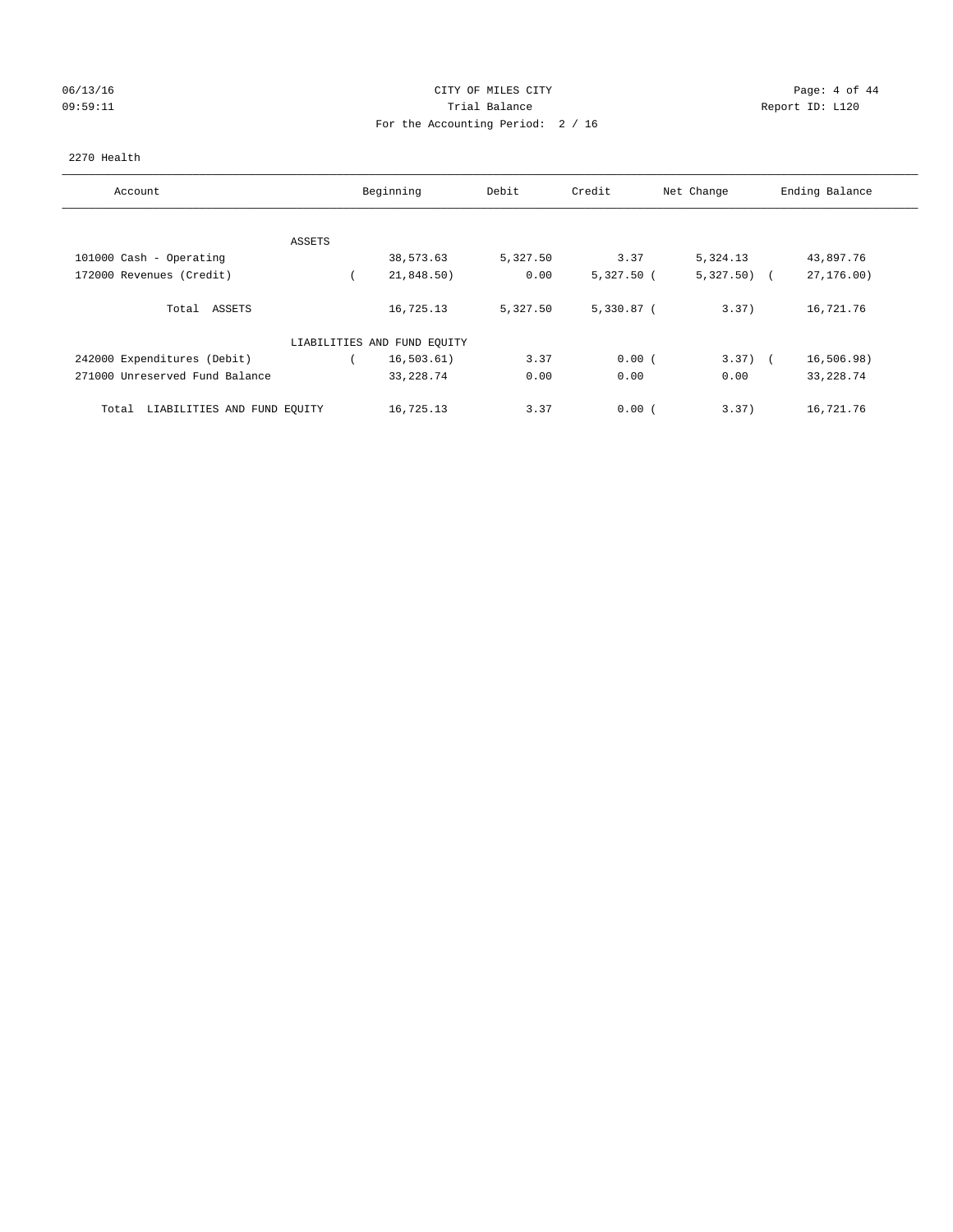CITY OF MILES CITY
Trial Balance
For the Accounting Period: 2 / 16

06/13/16
09:59:11

Report ID: L120

2270 Health

| Account | Beginning | Debit | Credit | Net Change | Ending Balance |
|---|---|---|---|---|---|
| ASSETS | | | | | |
| 101000 Cash - Operating | 38,573.63 | 5,327.50 | 3.37 | 5,324.13 | 43,897.76 |
| 172000 Revenues (Credit) | ( 21,848.50) | 0.00 | 5,327.50 | ( 5,327.50) | ( 27,176.00) |
| Total ASSETS | 16,725.13 | 5,327.50 | 5,330.87 | ( 3.37) | 16,721.76 |
| LIABILITIES AND FUND EQUITY | | | | | |
| 242000 Expenditures (Debit) | ( 16,503.61) | 3.37 | 0.00 | ( 3.37) | ( 16,506.98) |
| 271000 Unreserved Fund Balance | 33,228.74 | 0.00 | 0.00 | 0.00 | 33,228.74 |
| Total LIABILITIES AND FUND EQUITY | 16,725.13 | 3.37 | 0.00 | ( 3.37) | 16,721.76 |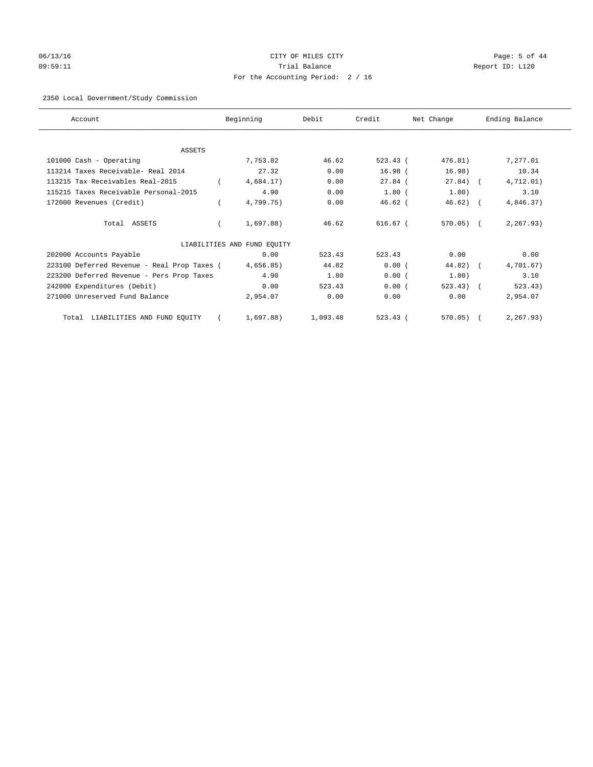CITY OF MILES CITY

Trial Balance

For the Accounting Period: 2 / 16

06/13/16 09:59:11 Report ID: L120

2350 Local Government/Study Commission

| Account | Beginning | Debit | Credit | Net Change | Ending Balance |
|---|---|---|---|---|---|
| ASSETS | | | | | |
| 101000 Cash - Operating | 7,753.82 | 46.62 | 523.43 | ( 476.81) | 7,277.01 |
| 113214 Taxes Receivable- Real 2014 | 27.32 | 0.00 | 16.98 | ( 16.98) | 10.34 |
| 113215 Tax Receivables Real-2015 | ( 4,684.17) | 0.00 | 27.84 | ( 27.84) | ( 4,712.01) |
| 115215 Taxes Receivable Personal-2015 | 4.90 | 0.00 | 1.80 | ( 1.80) | 3.10 |
| 172000 Revenues (Credit) | ( 4,799.75) | 0.00 | 46.62 | ( 46.62) | ( 4,846.37) |
| Total ASSETS | ( 1,697.88) | 46.62 | 616.67 | ( 570.05) | ( 2,267.93) |
| LIABILITIES AND FUND EQUITY | | | | | |
| 202000 Accounts Payable | 0.00 | 523.43 | 523.43 | 0.00 | 0.00 |
| 223100 Deferred Revenue - Real Prop Taxes | ( 4,656.85) | 44.82 | 0.00 | ( 44.82) | ( 4,701.67) |
| 223200 Deferred Revenue - Pers Prop Taxes | 4.90 | 1.80 | 0.00 | ( 1.80) | 3.10 |
| 242000 Expenditures (Debit) | 0.00 | 523.43 | 0.00 | ( 523.43) | ( 523.43) |
| 271000 Unreserved Fund Balance | 2,954.07 | 0.00 | 0.00 | 0.00 | 2,954.07 |
| Total LIABILITIES AND FUND EQUITY | ( 1,697.88) | 1,093.48 | 523.43 | ( 570.05) | ( 2,267.93) |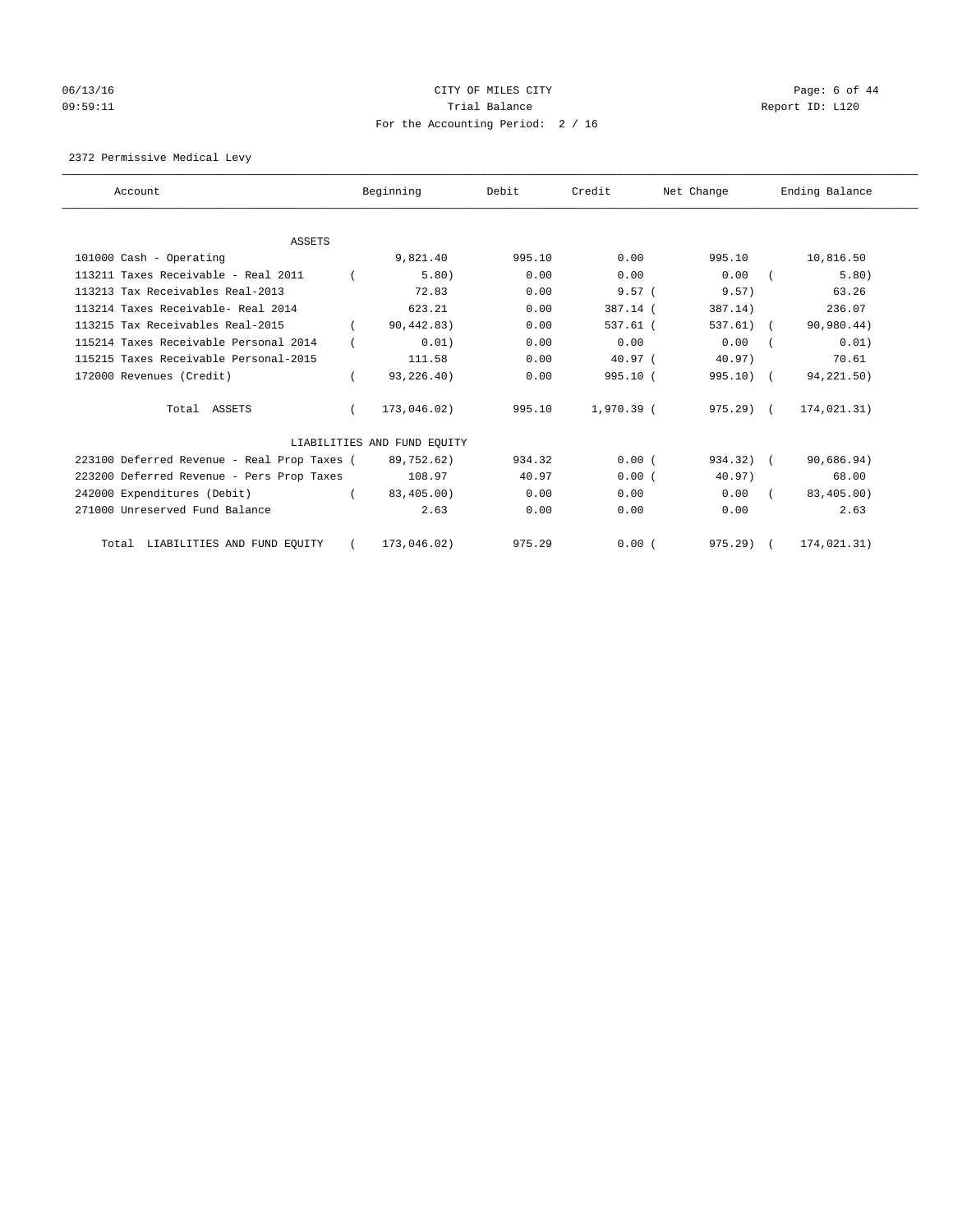CITY OF MILES CITY

Trial Balance

For the Accounting Period: 2 / 16

06/13/16 09:59:11 — Report ID: L120

2372 Permissive Medical Levy

| Account | Beginning | Debit | Credit | Net Change | Ending Balance |
|---|---|---|---|---|---|
| ASSETS | | | | | |
| 101000 Cash - Operating | 9,821.40 | 995.10 | 0.00 | 995.10 | 10,816.50 |
| 113211 Taxes Receivable - Real 2011 | ( 5.80) | 0.00 | 0.00 | 0.00 | ( 5.80) |
| 113213 Tax Receivables Real-2013 | 72.83 | 0.00 | 9.57 | ( 9.57) | 63.26 |
| 113214 Taxes Receivable- Real 2014 | 623.21 | 0.00 | 387.14 | ( 387.14) | 236.07 |
| 113215 Tax Receivables Real-2015 | ( 90,442.83) | 0.00 | 537.61 | ( 537.61) | ( 90,980.44) |
| 115214 Taxes Receivable Personal 2014 | ( 0.01) | 0.00 | 0.00 | 0.00 | ( 0.01) |
| 115215 Taxes Receivable Personal-2015 | 111.58 | 0.00 | 40.97 | ( 40.97) | 70.61 |
| 172000 Revenues (Credit) | ( 93,226.40) | 0.00 | 995.10 | ( 995.10) | ( 94,221.50) |
| Total ASSETS | ( 173,046.02) | 995.10 | 1,970.39 | ( 975.29) | ( 174,021.31) |
| LIABILITIES AND FUND EQUITY | | | | | |
| 223100 Deferred Revenue - Real Prop Taxes | ( 89,752.62) | 934.32 | 0.00 | ( 934.32) | ( 90,686.94) |
| 223200 Deferred Revenue - Pers Prop Taxes | 108.97 | 40.97 | 0.00 | ( 40.97) | 68.00 |
| 242000 Expenditures (Debit) | ( 83,405.00) | 0.00 | 0.00 | 0.00 | ( 83,405.00) |
| 271000 Unreserved Fund Balance | 2.63 | 0.00 | 0.00 | 0.00 | 2.63 |
| Total LIABILITIES AND FUND EQUITY | ( 173,046.02) | 975.29 | 0.00 | ( 975.29) | ( 174,021.31) |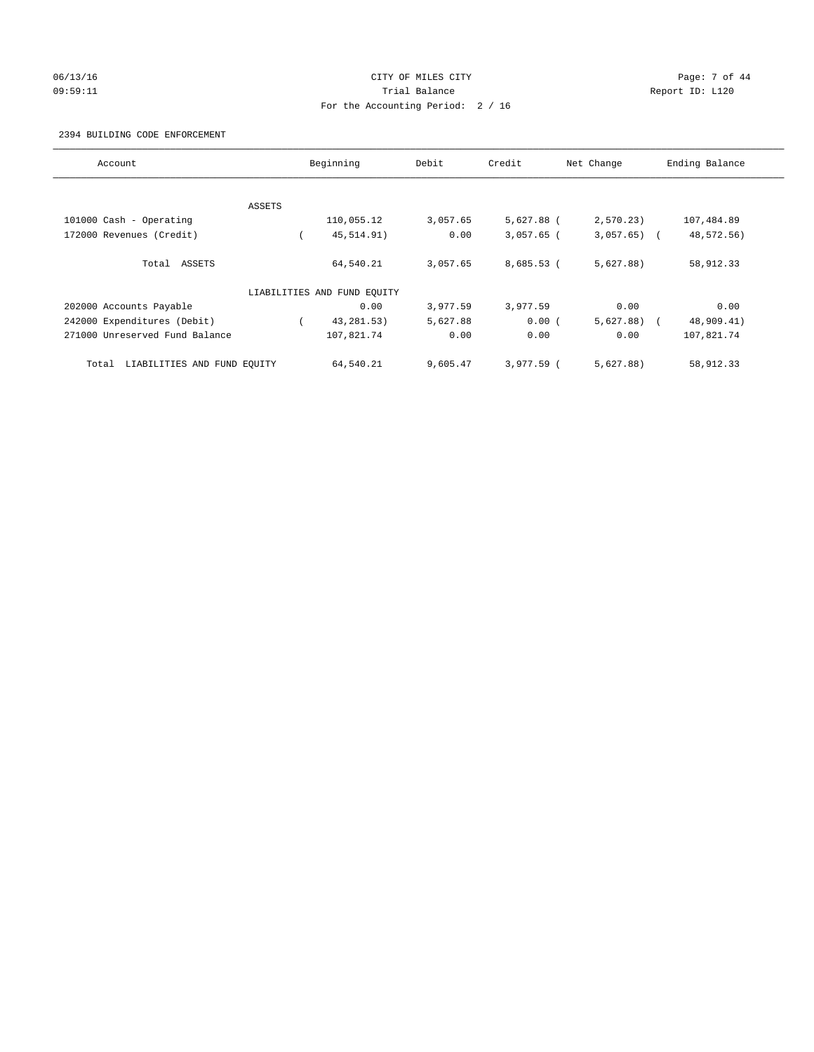CITY OF MILES CITY

Trial Balance

For the Accounting Period: 2 / 16

06/13/16 09:59:11 Report ID: L120

2394 BUILDING CODE ENFORCEMENT

| Account | Beginning | Debit | Credit | Net Change | Ending Balance |
|---|---|---|---|---|---|
| ASSETS | | | | | |
| 101000 Cash - Operating | 110,055.12 | 3,057.65 | 5,627.88 | ( 2,570.23) | 107,484.89 |
| 172000 Revenues (Credit) | ( 45,514.91) | 0.00 | 3,057.65 | ( 3,057.65) | ( 48,572.56) |
| Total ASSETS | 64,540.21 | 3,057.65 | 8,685.53 | ( 5,627.88) | 58,912.33 |
| LIABILITIES AND FUND EQUITY | | | | | |
| 202000 Accounts Payable | 0.00 | 3,977.59 | 3,977.59 | 0.00 | 0.00 |
| 242000 Expenditures (Debit) | ( 43,281.53) | 5,627.88 | 0.00 | ( 5,627.88) | ( 48,909.41) |
| 271000 Unreserved Fund Balance | 107,821.74 | 0.00 | 0.00 | 0.00 | 107,821.74 |
| Total LIABILITIES AND FUND EQUITY | 64,540.21 | 9,605.47 | 3,977.59 | ( 5,627.88) | 58,912.33 |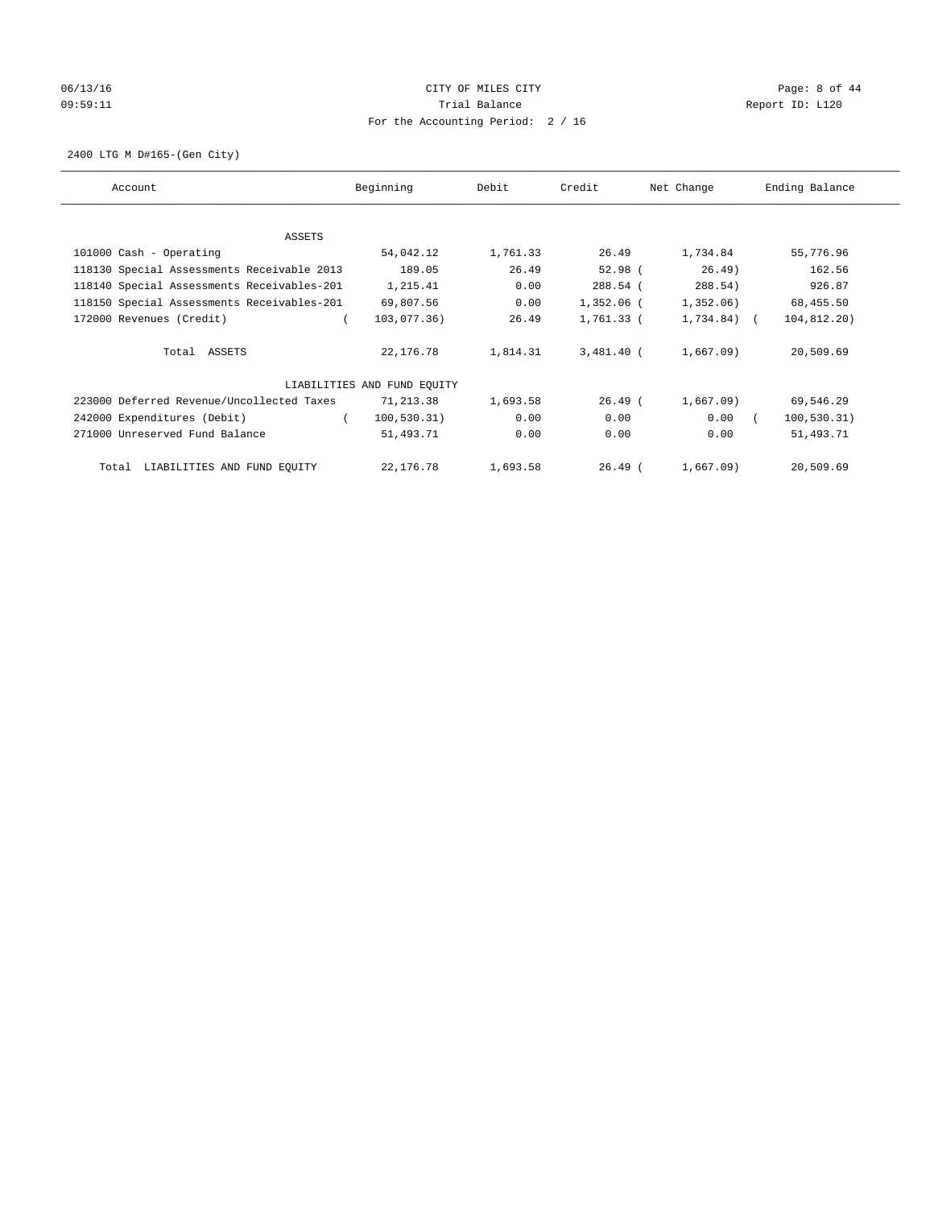CITY OF MILES CITY

Trial Balance

For the Accounting Period: 2 / 16

2400 LTG M D#165-(Gen City)

| Account | Beginning | Debit | Credit | Net Change | Ending Balance |
|---|---|---|---|---|---|
| ASSETS | | | | | |
| 101000 Cash - Operating | 54,042.12 | 1,761.33 | 26.49 | 1,734.84 | 55,776.96 |
| 118130 Special Assessments Receivable 2013 | 189.05 | 26.49 | 52.98 | ( 26.49) | 162.56 |
| 118140 Special Assessments Receivables-201 | 1,215.41 | 0.00 | 288.54 | ( 288.54) | 926.87 |
| 118150 Special Assessments Receivables-201 | 69,807.56 | 0.00 | 1,352.06 | ( 1,352.06) | 68,455.50 |
| 172000 Revenues (Credit) | ( 103,077.36) | 26.49 | 1,761.33 | ( 1,734.84) | ( 104,812.20) |
| Total ASSETS | 22,176.78 | 1,814.31 | 3,481.40 | ( 1,667.09) | 20,509.69 |
| LIABILITIES AND FUND EQUITY | | | | | |
| 223000 Deferred Revenue/Uncollected Taxes | 71,213.38 | 1,693.58 | 26.49 | ( 1,667.09) | 69,546.29 |
| 242000 Expenditures (Debit) | ( 100,530.31) | 0.00 | 0.00 | 0.00 | ( 100,530.31) |
| 271000 Unreserved Fund Balance | 51,493.71 | 0.00 | 0.00 | 0.00 | 51,493.71 |
| Total LIABILITIES AND FUND EQUITY | 22,176.78 | 1,693.58 | 26.49 | ( 1,667.09) | 20,509.69 |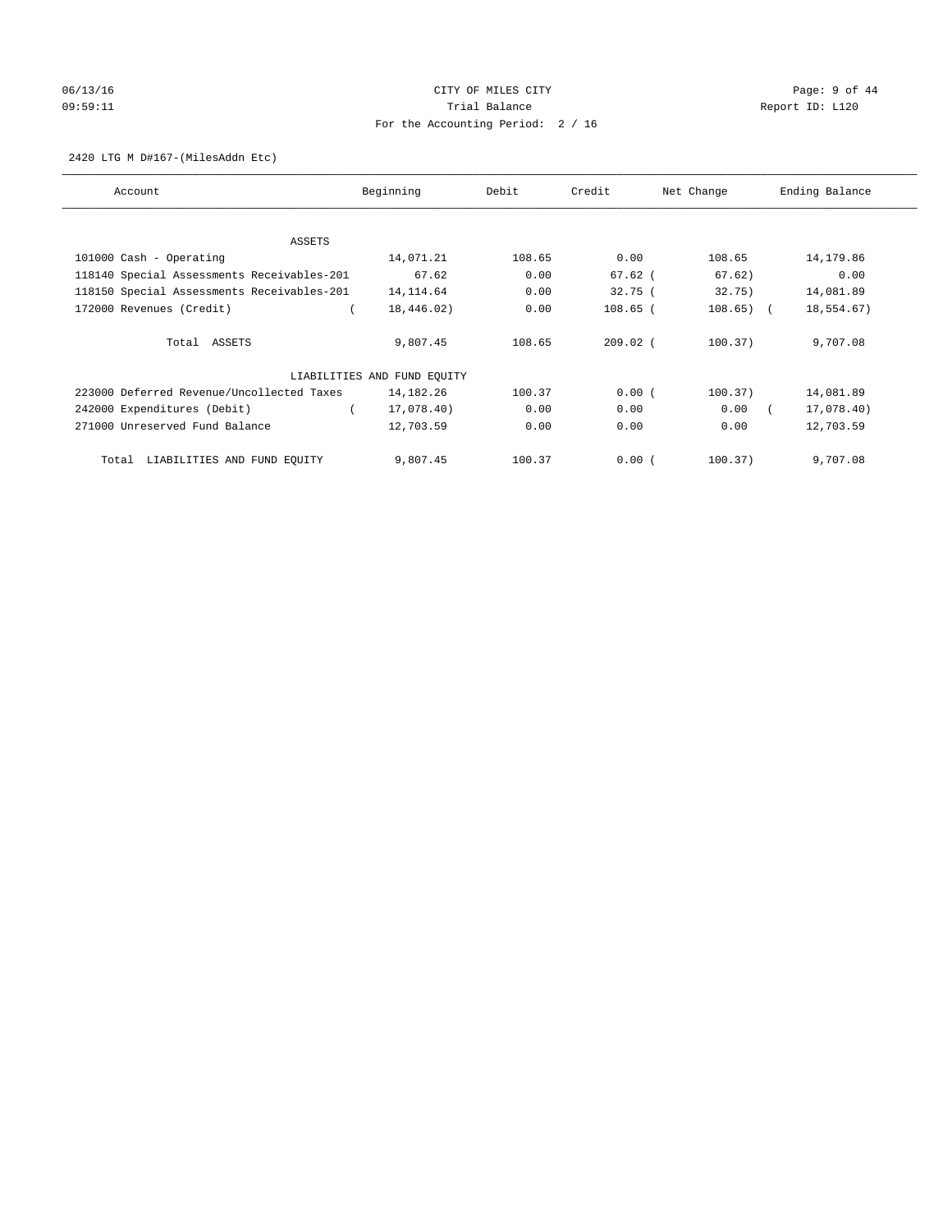CITY OF MILES CITY

Trial Balance

For the Accounting Period: 2 / 16

2420 LTG M D#167-(MilesAddn Etc)

| Account | Beginning | Debit | Credit | Net Change | Ending Balance |
|---|---|---|---|---|---|
| ASSETS | | | | | |
| 101000 Cash - Operating | 14,071.21 | 108.65 | 0.00 | 108.65 | 14,179.86 |
| 118140 Special Assessments Receivables-201 | 67.62 | 0.00 | 67.62 | (67.62) | 0.00 |
| 118150 Special Assessments Receivables-201 | 14,114.64 | 0.00 | 32.75 | (32.75) | 14,081.89 |
| 172000 Revenues (Credit) | (18,446.02) | 0.00 | 108.65 | (108.65) | (18,554.67) |
| Total ASSETS | 9,807.45 | 108.65 | 209.02 | (100.37) | 9,707.08 |
| LIABILITIES AND FUND EQUITY | | | | | |
| 223000 Deferred Revenue/Uncollected Taxes | 14,182.26 | 100.37 | 0.00 | (100.37) | 14,081.89 |
| 242000 Expenditures (Debit) | (17,078.40) | 0.00 | 0.00 | 0.00 | (17,078.40) |
| 271000 Unreserved Fund Balance | 12,703.59 | 0.00 | 0.00 | 0.00 | 12,703.59 |
| Total LIABILITIES AND FUND EQUITY | 9,807.45 | 100.37 | 0.00 | (100.37) | 9,707.08 |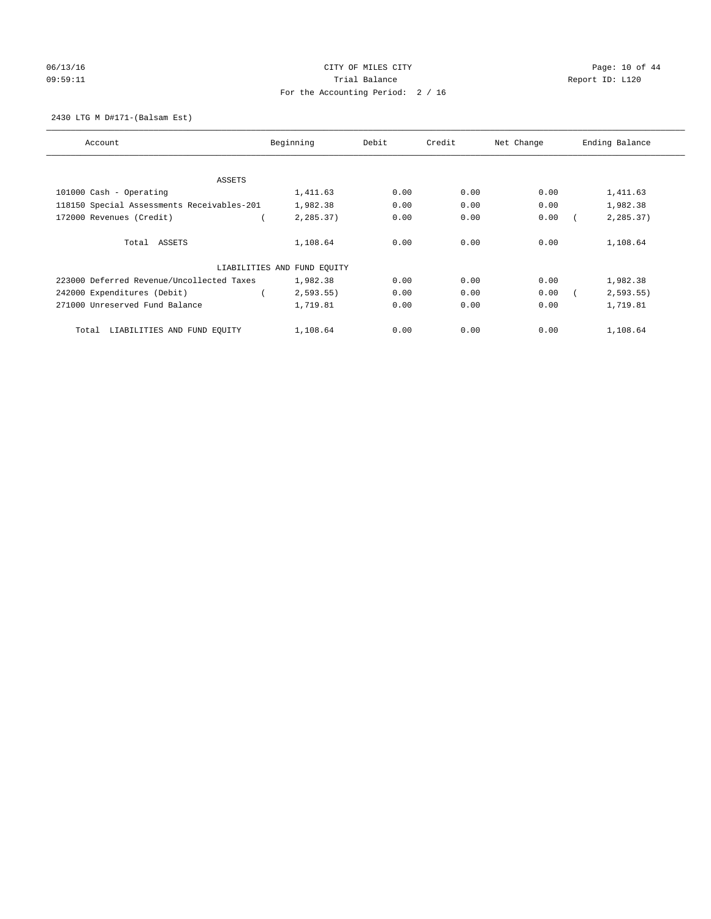CITY OF MILES CITY

Trial Balance

For the Accounting Period: 2 / 16

06/13/16 09:59:11 — Report ID: L120

2430 LTG M D#171-(Balsam Est)

| Account | Beginning | Debit | Credit | Net Change | Ending Balance |
|---|---|---|---|---|---|
| ASSETS | | | | | |
| 101000 Cash - Operating | 1,411.63 | 0.00 | 0.00 | 0.00 | 1,411.63 |
| 118150 Special Assessments Receivables-201 | 1,982.38 | 0.00 | 0.00 | 0.00 | 1,982.38 |
| 172000 Revenues (Credit) | ( 2,285.37) | 0.00 | 0.00 | 0.00 | ( 2,285.37) |
| Total ASSETS | 1,108.64 | 0.00 | 0.00 | 0.00 | 1,108.64 |
| LIABILITIES AND FUND EQUITY | | | | | |
| 223000 Deferred Revenue/Uncollected Taxes | 1,982.38 | 0.00 | 0.00 | 0.00 | 1,982.38 |
| 242000 Expenditures (Debit) | ( 2,593.55) | 0.00 | 0.00 | 0.00 | ( 2,593.55) |
| 271000 Unreserved Fund Balance | 1,719.81 | 0.00 | 0.00 | 0.00 | 1,719.81 |
| Total LIABILITIES AND FUND EQUITY | 1,108.64 | 0.00 | 0.00 | 0.00 | 1,108.64 |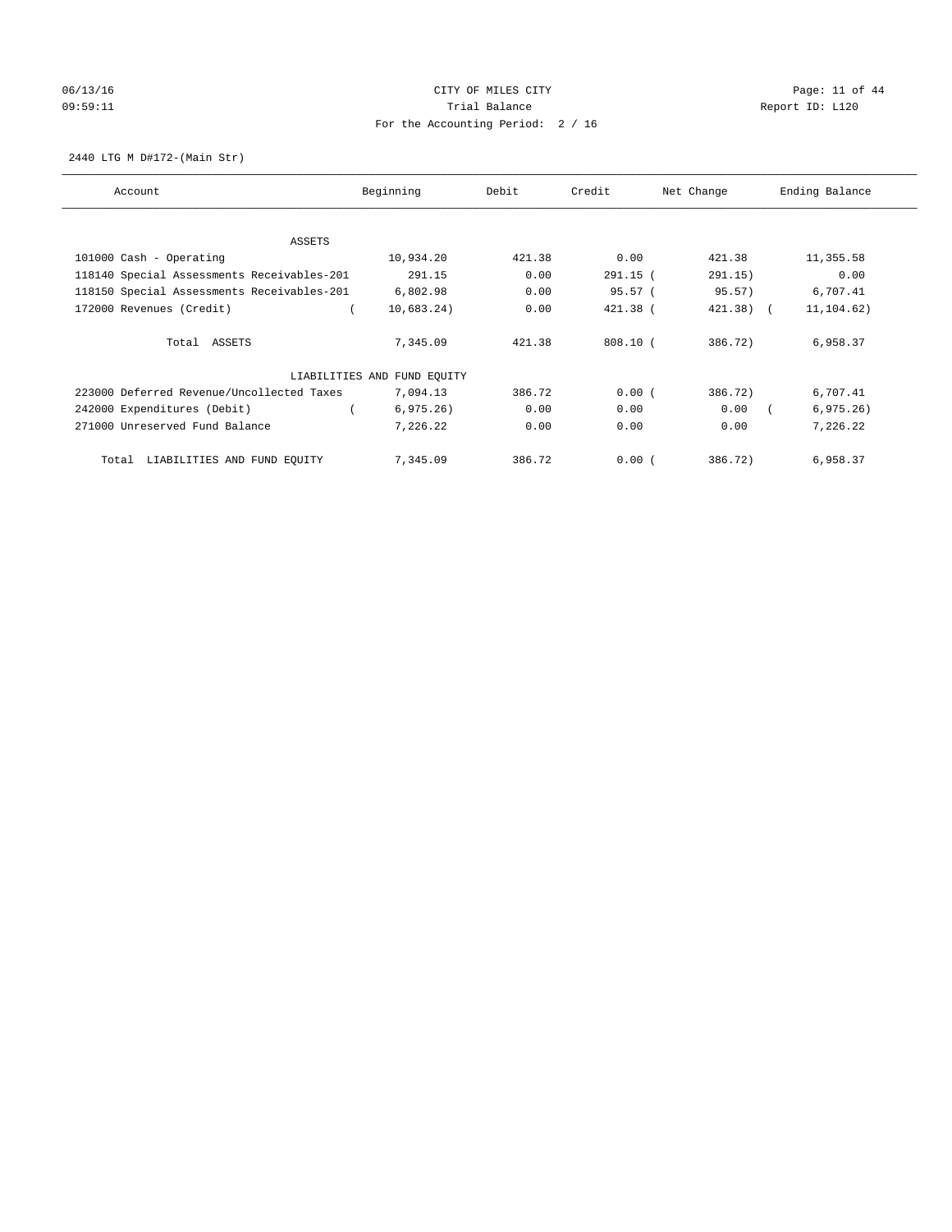CITY OF MILES CITY

Trial Balance

For the Accounting Period: 2 / 16

06/13/16 09:59:11 — Report ID: L120

2440 LTG M D#172-(Main Str)

| Account | Beginning | Debit | Credit | Net Change | Ending Balance |
|---|---|---|---|---|---|
| ASSETS | | | | | |
| 101000 Cash - Operating | 10,934.20 | 421.38 | 0.00 | 421.38 | 11,355.58 |
| 118140 Special Assessments Receivables-201 | 291.15 | 0.00 | 291.15 | (291.15) | 0.00 |
| 118150 Special Assessments Receivables-201 | 6,802.98 | 0.00 | 95.57 | (95.57) | 6,707.41 |
| 172000 Revenues (Credit) | (10,683.24) | 0.00 | 421.38 | (421.38) | (11,104.62) |
| Total ASSETS | 7,345.09 | 421.38 | 808.10 | (386.72) | 6,958.37 |
| LIABILITIES AND FUND EQUITY | | | | | |
| 223000 Deferred Revenue/Uncollected Taxes | 7,094.13 | 386.72 | 0.00 | (386.72) | 6,707.41 |
| 242000 Expenditures (Debit) | (6,975.26) | 0.00 | 0.00 | 0.00 | (6,975.26) |
| 271000 Unreserved Fund Balance | 7,226.22 | 0.00 | 0.00 | 0.00 | 7,226.22 |
| Total LIABILITIES AND FUND EQUITY | 7,345.09 | 386.72 | 0.00 | (386.72) | 6,958.37 |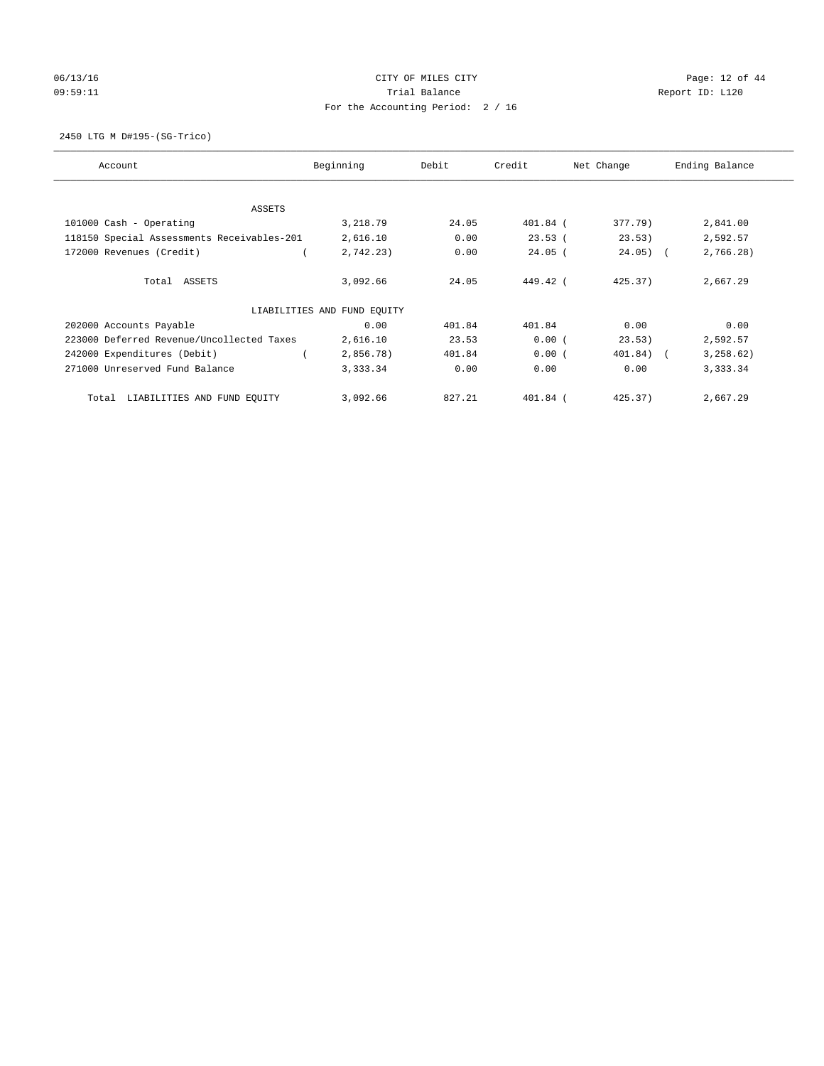CITY OF MILES CITY

Trial Balance

For the Accounting Period: 2 / 16

06/13/16 09:59:11 Report ID: L120

2450 LTG M D#195-(SG-Trico)

| Account | Beginning | Debit | Credit | Net Change | Ending Balance |
|---|---|---|---|---|---|
| ASSETS | | | | | |
| 101000 Cash - Operating | 3,218.79 | 24.05 | 401.84 | (377.79) | 2,841.00 |
| 118150 Special Assessments Receivables-201 | 2,616.10 | 0.00 | 23.53 | (23.53) | 2,592.57 |
| 172000 Revenues (Credit) | (2,742.23) | 0.00 | 24.05 | (24.05) | (2,766.28) |
| Total ASSETS | 3,092.66 | 24.05 | 449.42 | (425.37) | 2,667.29 |
| LIABILITIES AND FUND EQUITY | | | | | |
| 202000 Accounts Payable | 0.00 | 401.84 | 401.84 | 0.00 | 0.00 |
| 223000 Deferred Revenue/Uncollected Taxes | 2,616.10 | 23.53 | 0.00 | (23.53) | 2,592.57 |
| 242000 Expenditures (Debit) | (2,856.78) | 401.84 | 0.00 | (401.84) | (3,258.62) |
| 271000 Unreserved Fund Balance | 3,333.34 | 0.00 | 0.00 | 0.00 | 3,333.34 |
| Total LIABILITIES AND FUND EQUITY | 3,092.66 | 827.21 | 401.84 | (425.37) | 2,667.29 |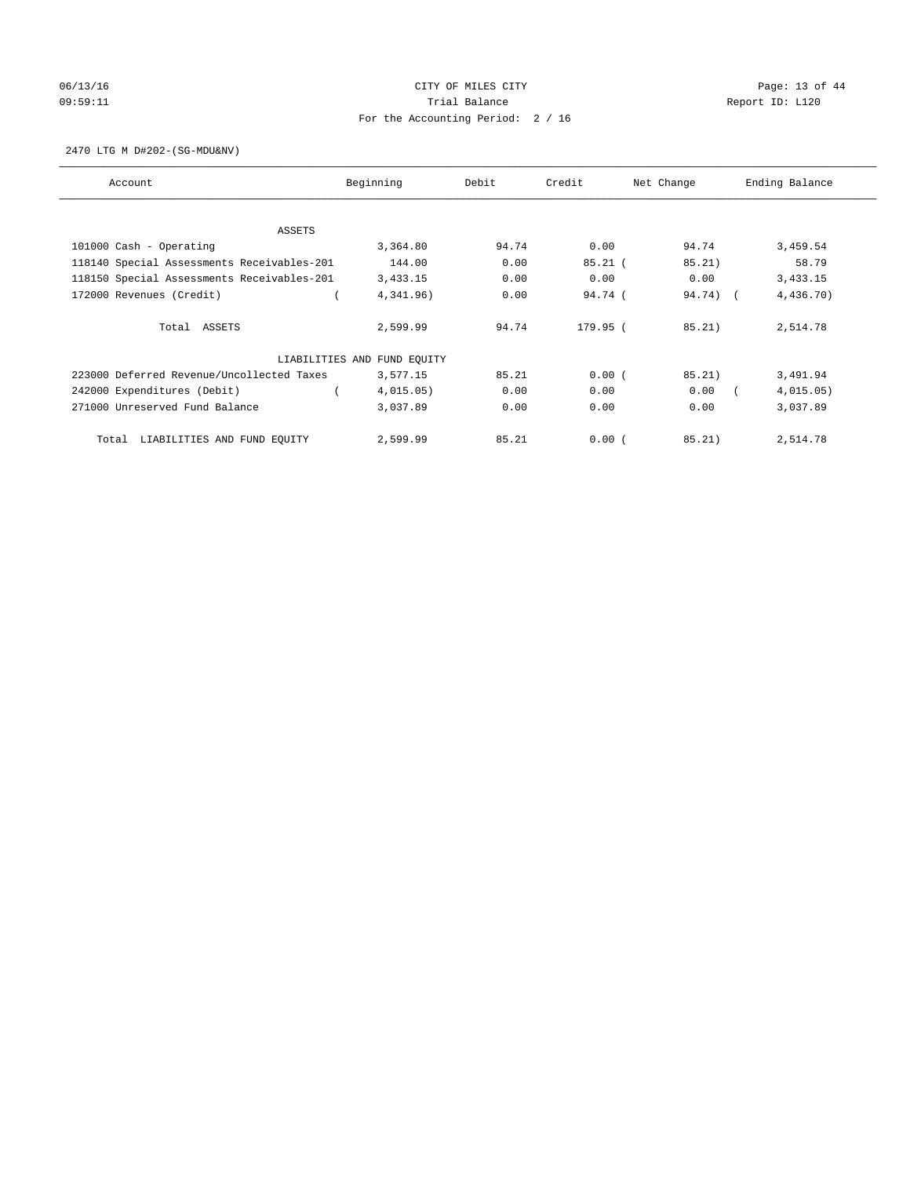CITY OF MILES CITY

Trial Balance

For the Accounting Period: 2 / 16

06/13/16 09:59:11 — Report ID: L120

2470 LTG M D#202-(SG-MDU&NV)

| Account | Beginning | Debit | Credit | Net Change | Ending Balance |
|---|---|---|---|---|---|
| ASSETS | | | | | |
| 101000 Cash - Operating | 3,364.80 | 94.74 | 0.00 | 94.74 | 3,459.54 |
| 118140 Special Assessments Receivables-201 | 144.00 | 0.00 | 85.21 | ( 85.21) | 58.79 |
| 118150 Special Assessments Receivables-201 | 3,433.15 | 0.00 | 0.00 | 0.00 | 3,433.15 |
| 172000 Revenues (Credit) | ( 4,341.96) | 0.00 | 94.74 | ( 94.74) | ( 4,436.70) |
| Total ASSETS | 2,599.99 | 94.74 | 179.95 | ( 85.21) | 2,514.78 |
| LIABILITIES AND FUND EQUITY | | | | | |
| 223000 Deferred Revenue/Uncollected Taxes | 3,577.15 | 85.21 | 0.00 | ( 85.21) | 3,491.94 |
| 242000 Expenditures (Debit) | ( 4,015.05) | 0.00 | 0.00 | 0.00 | ( 4,015.05) |
| 271000 Unreserved Fund Balance | 3,037.89 | 0.00 | 0.00 | 0.00 | 3,037.89 |
| Total LIABILITIES AND FUND EQUITY | 2,599.99 | 85.21 | 0.00 | ( 85.21) | 2,514.78 |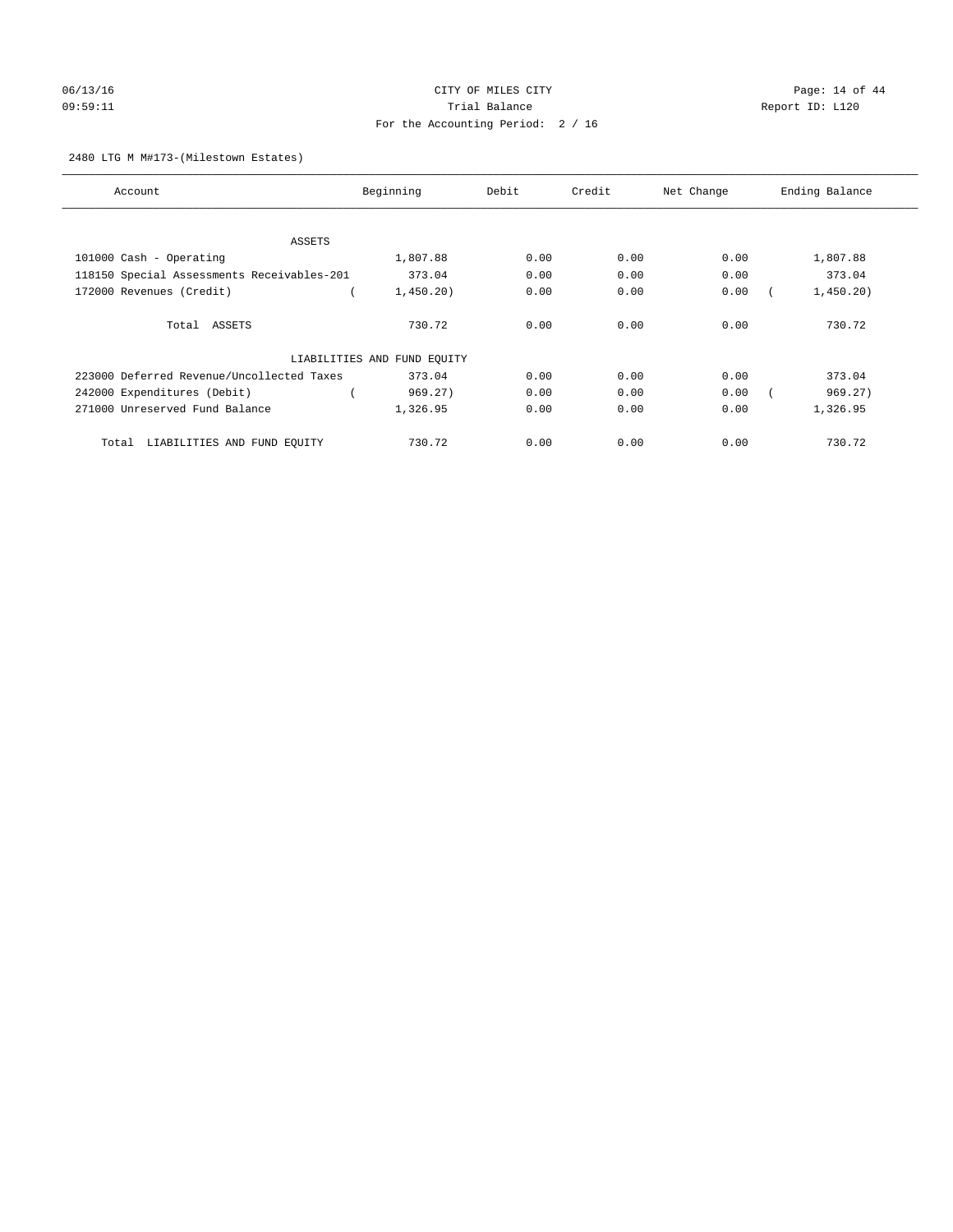CITY OF MILES CITY

Trial Balance

For the Accounting Period: 2 / 16

2480 LTG M M#173-(Milestown Estates)

| Account | Beginning | Debit | Credit | Net Change | Ending Balance |
|---|---|---|---|---|---|
| ASSETS | | | | | |
| 101000 Cash - Operating | 1,807.88 | 0.00 | 0.00 | 0.00 | 1,807.88 |
| 118150 Special Assessments Receivables-201 | 373.04 | 0.00 | 0.00 | 0.00 | 373.04 |
| 172000 Revenues (Credit) | ( 1,450.20) | 0.00 | 0.00 | 0.00 | ( 1,450.20) |
| Total ASSETS | 730.72 | 0.00 | 0.00 | 0.00 | 730.72 |
| LIABILITIES AND FUND EQUITY | | | | | |
| 223000 Deferred Revenue/Uncollected Taxes | 373.04 | 0.00 | 0.00 | 0.00 | 373.04 |
| 242000 Expenditures (Debit) | ( 969.27) | 0.00 | 0.00 | 0.00 | ( 969.27) |
| 271000 Unreserved Fund Balance | 1,326.95 | 0.00 | 0.00 | 0.00 | 1,326.95 |
| Total LIABILITIES AND FUND EQUITY | 730.72 | 0.00 | 0.00 | 0.00 | 730.72 |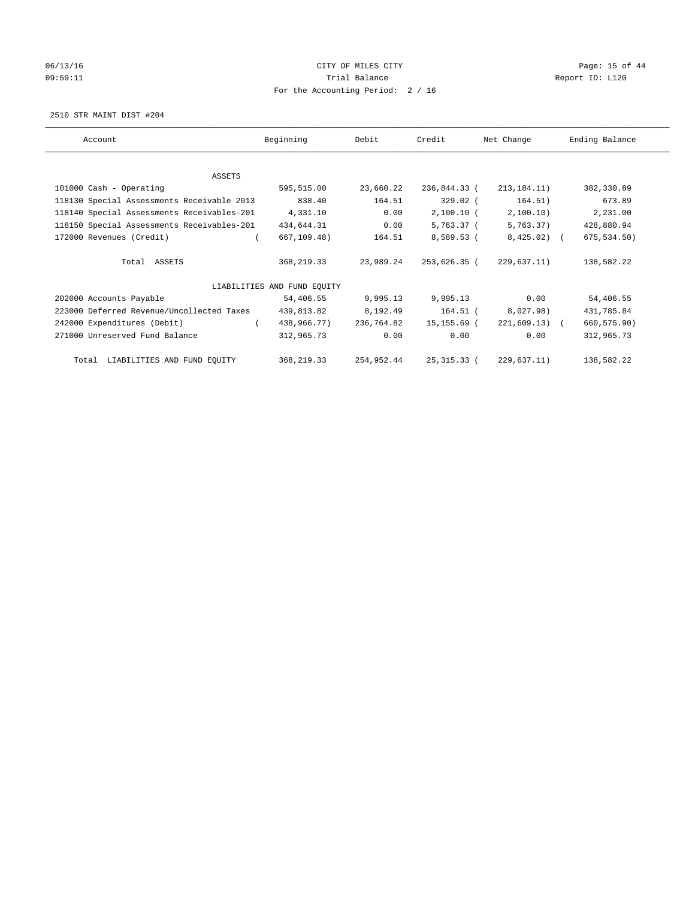CITY OF MILES CITY

Trial Balance

For the Accounting Period: 2 / 16

06/13/16
09:59:11

Report ID: L120

2510 STR MAINT DIST #204

| Account | Beginning | Debit | Credit | Net Change | Ending Balance |
|---|---|---|---|---|---|
| ASSETS | | | | | |
| 101000 Cash - Operating | 595,515.00 | 23,660.22 | 236,844.33 | ( 213,184.11) | 382,330.89 |
| 118130 Special Assessments Receivable 2013 | 838.40 | 164.51 | 329.02 | ( 164.51) | 673.89 |
| 118140 Special Assessments Receivables-201 | 4,331.10 | 0.00 | 2,100.10 | ( 2,100.10) | 2,231.00 |
| 118150 Special Assessments Receivables-201 | 434,644.31 | 0.00 | 5,763.37 | ( 5,763.37) | 428,880.94 |
| 172000 Revenues (Credit) | ( 667,109.48) | 164.51 | 8,589.53 | ( 8,425.02) | ( 675,534.50) |
| Total ASSETS | 368,219.33 | 23,989.24 | 253,626.35 | ( 229,637.11) | 138,582.22 |
| LIABILITIES AND FUND EQUITY | | | | | |
| 202000 Accounts Payable | 54,406.55 | 9,995.13 | 9,995.13 | 0.00 | 54,406.55 |
| 223000 Deferred Revenue/Uncollected Taxes | 439,813.82 | 8,192.49 | 164.51 | ( 8,027.98) | 431,785.84 |
| 242000 Expenditures (Debit) | ( 438,966.77) | 236,764.82 | 15,155.69 | ( 221,609.13) | ( 660,575.90) |
| 271000 Unreserved Fund Balance | 312,965.73 | 0.00 | 0.00 | 0.00 | 312,965.73 |
| Total LIABILITIES AND FUND EQUITY | 368,219.33 | 254,952.44 | 25,315.33 | ( 229,637.11) | 138,582.22 |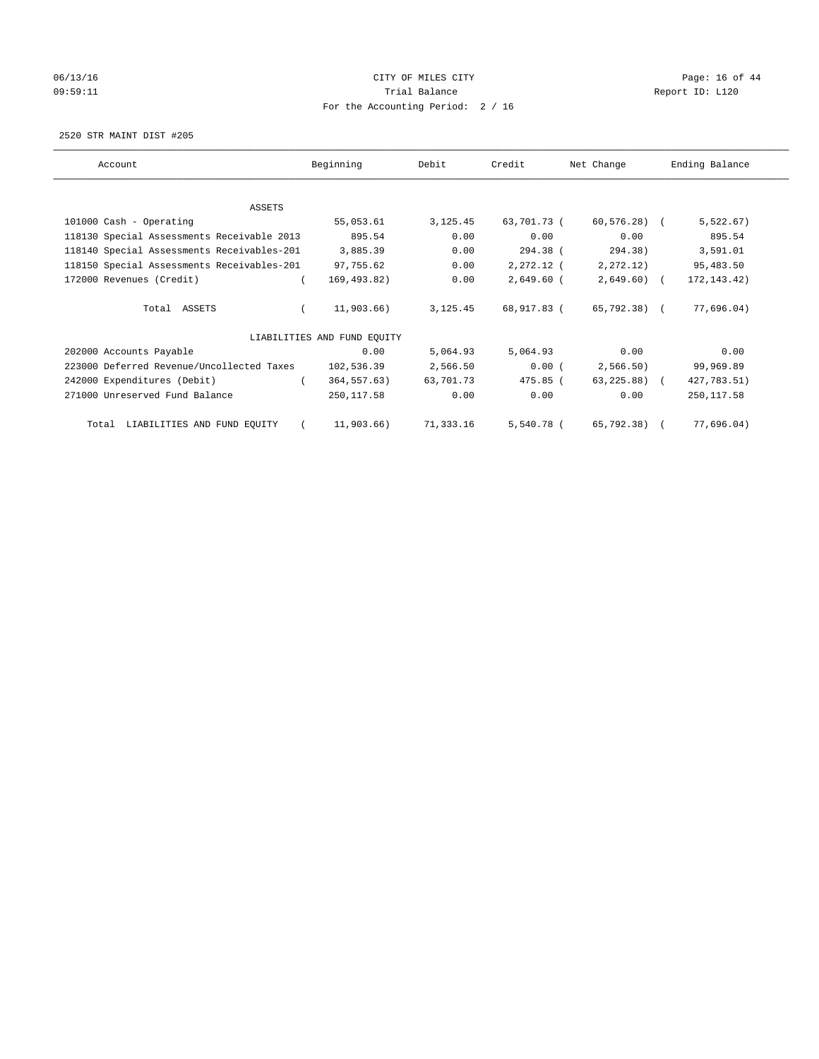06/13/16 CITY OF MILES CITY
09:59:11 Trial Balance Report ID: L120
For the Accounting Period: 2 / 16

2520 STR MAINT DIST #205

| Account | Beginning | Debit | Credit | Net Change | Ending Balance |
|---|---|---|---|---|---|
| ASSETS | | | | | |
| 101000 Cash - Operating | 55,053.61 | 3,125.45 | 63,701.73 | ( 60,576.28) | ( 5,522.67) |
| 118130 Special Assessments Receivable 2013 | 895.54 | 0.00 | 0.00 | 0.00 | 895.54 |
| 118140 Special Assessments Receivables-201 | 3,885.39 | 0.00 | 294.38 | ( 294.38) | 3,591.01 |
| 118150 Special Assessments Receivables-201 | 97,755.62 | 0.00 | 2,272.12 | ( 2,272.12) | 95,483.50 |
| 172000 Revenues (Credit) | ( 169,493.82) | 0.00 | 2,649.60 | ( 2,649.60) | ( 172,143.42) |
| Total ASSETS | ( 11,903.66) | 3,125.45 | 68,917.83 | ( 65,792.38) | ( 77,696.04) |
| LIABILITIES AND FUND EQUITY | | | | | |
| 202000 Accounts Payable | 0.00 | 5,064.93 | 5,064.93 | 0.00 | 0.00 |
| 223000 Deferred Revenue/Uncollected Taxes | 102,536.39 | 2,566.50 | 0.00 | ( 2,566.50) | 99,969.89 |
| 242000 Expenditures (Debit) | ( 364,557.63) | 63,701.73 | 475.85 | ( 63,225.88) | ( 427,783.51) |
| 271000 Unreserved Fund Balance | 250,117.58 | 0.00 | 0.00 | 0.00 | 250,117.58 |
| Total LIABILITIES AND FUND EQUITY | ( 11,903.66) | 71,333.16 | 5,540.78 | ( 65,792.38) | ( 77,696.04) |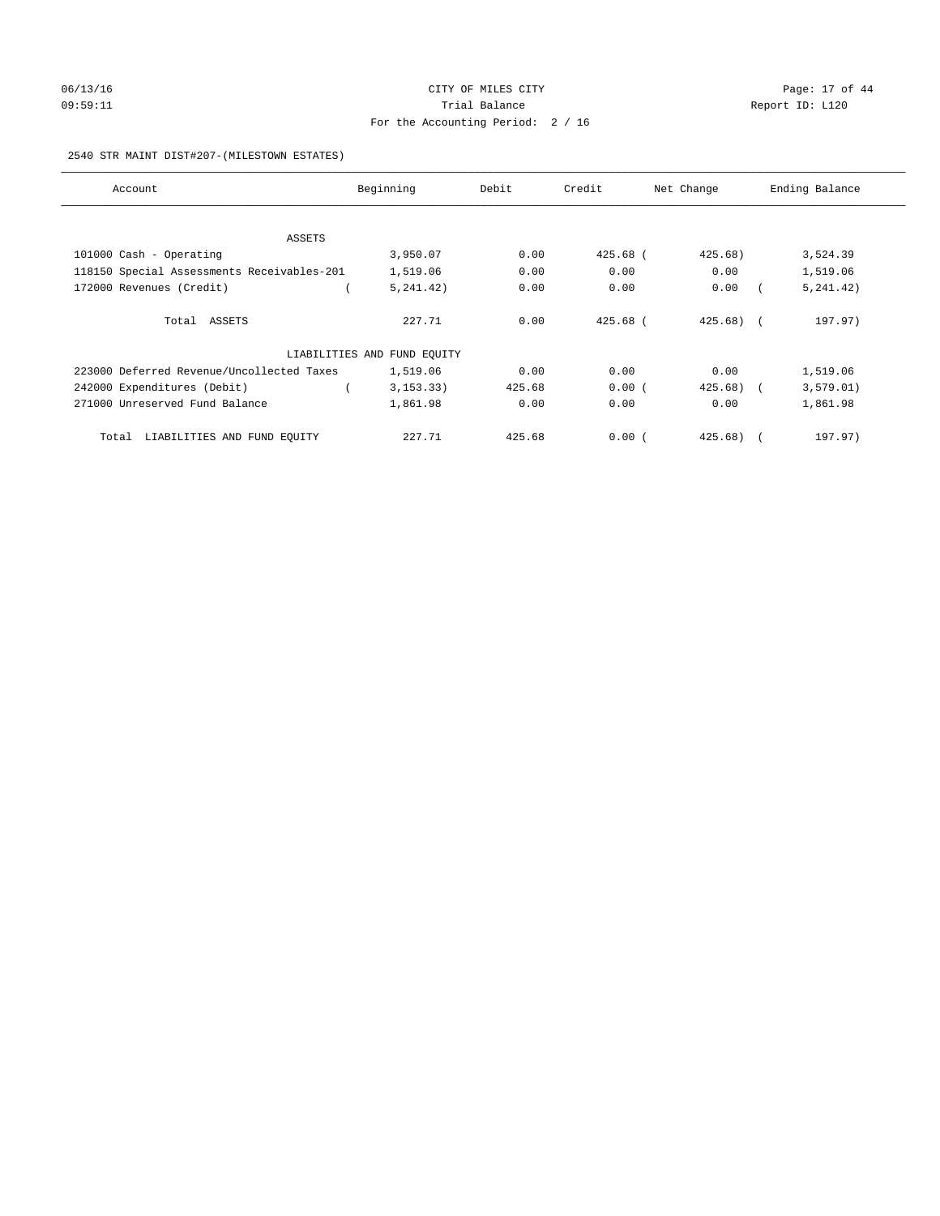CITY OF MILES CITY
Trial Balance
For the Accounting Period: 2 / 16

06/13/16
09:59:11

Report ID: L120

2540 STR MAINT DIST#207-(MILESTOWN ESTATES)

| Account | Beginning | Debit | Credit | Net Change | Ending Balance |
|---|---|---|---|---|---|
| ASSETS | | | | | |
| 101000 Cash - Operating | 3,950.07 | 0.00 | 425.68 | ( 425.68) | 3,524.39 |
| 118150 Special Assessments Receivables-201 | 1,519.06 | 0.00 | 0.00 | 0.00 | 1,519.06 |
| 172000 Revenues (Credit) | ( 5,241.42) | 0.00 | 0.00 | 0.00 | ( 5,241.42) |
| Total ASSETS | 227.71 | 0.00 | 425.68 | ( 425.68) | ( 197.97) |
| LIABILITIES AND FUND EQUITY | | | | | |
| 223000 Deferred Revenue/Uncollected Taxes | 1,519.06 | 0.00 | 0.00 | 0.00 | 1,519.06 |
| 242000 Expenditures (Debit) | ( 3,153.33) | 425.68 | 0.00 | ( 425.68) | ( 3,579.01) |
| 271000 Unreserved Fund Balance | 1,861.98 | 0.00 | 0.00 | 0.00 | 1,861.98 |
| Total LIABILITIES AND FUND EQUITY | 227.71 | 425.68 | 0.00 | ( 425.68) | ( 197.97) |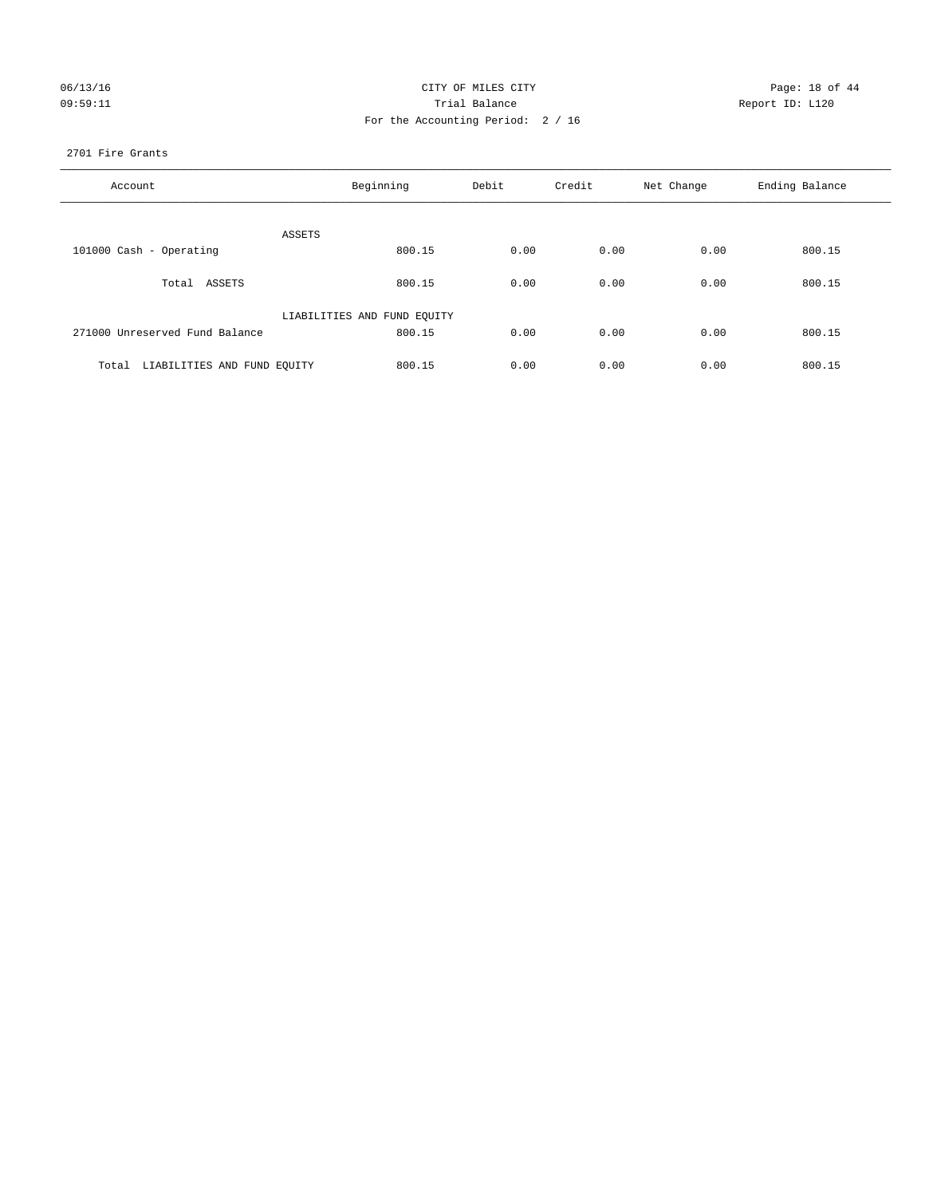CITY OF MILES CITY
Trial Balance
For the Accounting Period: 2 / 16

06/13/16
09:59:11

Report ID: L120

2701 Fire Grants

| Account | Beginning | Debit | Credit | Net Change | Ending Balance |
|---|---|---|---|---|---|
| ASSETS | | | | | |
| 101000 Cash - Operating | 800.15 | 0.00 | 0.00 | 0.00 | 800.15 |
| Total ASSETS | 800.15 | 0.00 | 0.00 | 0.00 | 800.15 |
| LIABILITIES AND FUND EQUITY | | | | | |
| 271000 Unreserved Fund Balance | 800.15 | 0.00 | 0.00 | 0.00 | 800.15 |
| Total LIABILITIES AND FUND EQUITY | 800.15 | 0.00 | 0.00 | 0.00 | 800.15 |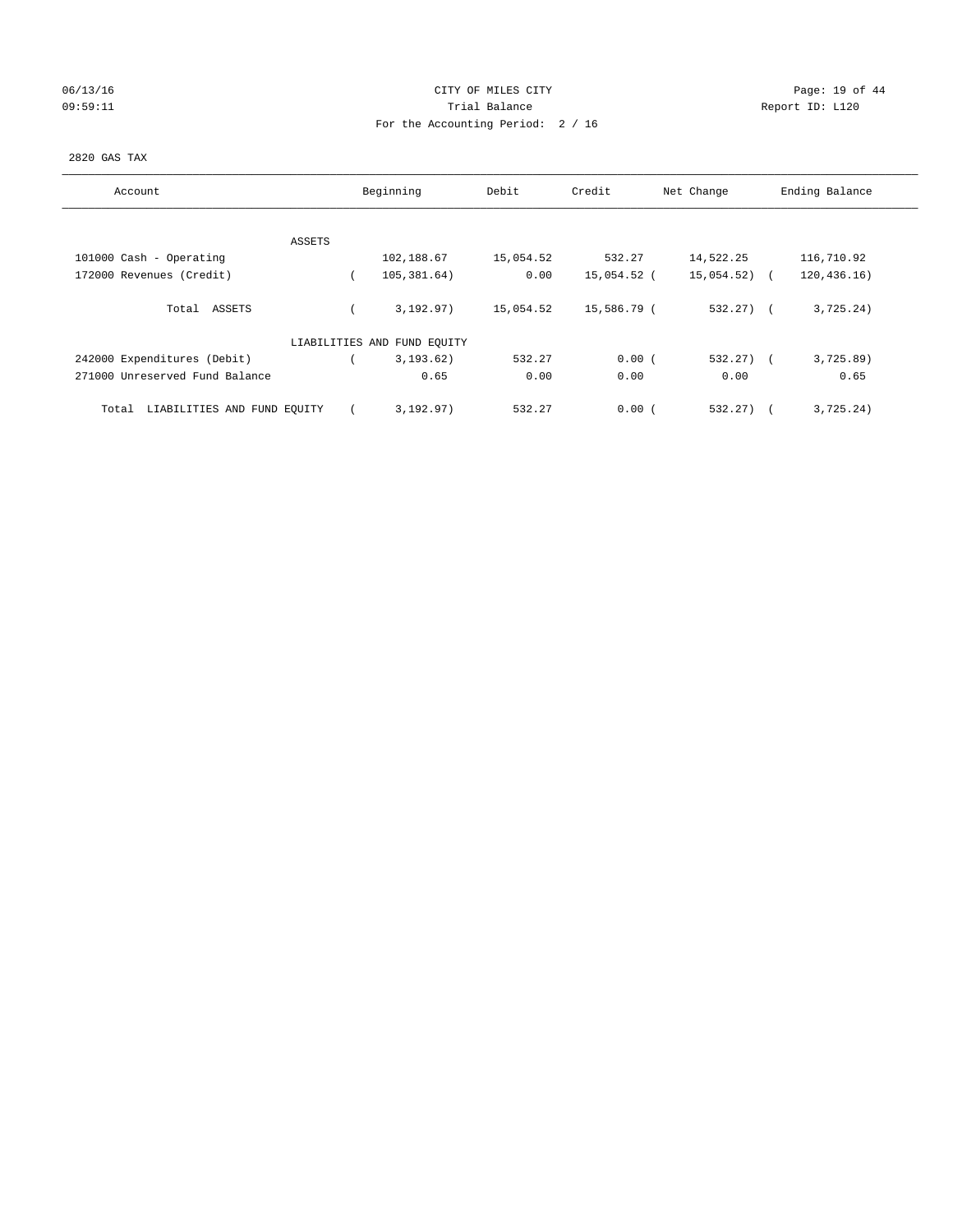CITY OF MILES CITY

Trial Balance

For the Accounting Period: 2 / 16

06/13/16 09:59:11 Report ID: L120

2820 GAS TAX

| Account | Beginning | Debit | Credit | Net Change | Ending Balance |
|---|---|---|---|---|---|
| ASSETS | | | | | |
| 101000 Cash - Operating | 102,188.67 | 15,054.52 | 532.27 | 14,522.25 | 116,710.92 |
| 172000 Revenues (Credit) | ( 105,381.64) | 0.00 | 15,054.52 | ( 15,054.52) | ( 120,436.16) |
| Total ASSETS | ( 3,192.97) | 15,054.52 | 15,586.79 | ( 532.27) | ( 3,725.24) |
| LIABILITIES AND FUND EQUITY | | | | | |
| 242000 Expenditures (Debit) | ( 3,193.62) | 532.27 | 0.00 | ( 532.27) | ( 3,725.89) |
| 271000 Unreserved Fund Balance | 0.65 | 0.00 | 0.00 | 0.00 | 0.65 |
| Total LIABILITIES AND FUND EQUITY | ( 3,192.97) | 532.27 | 0.00 | ( 532.27) | ( 3,725.24) |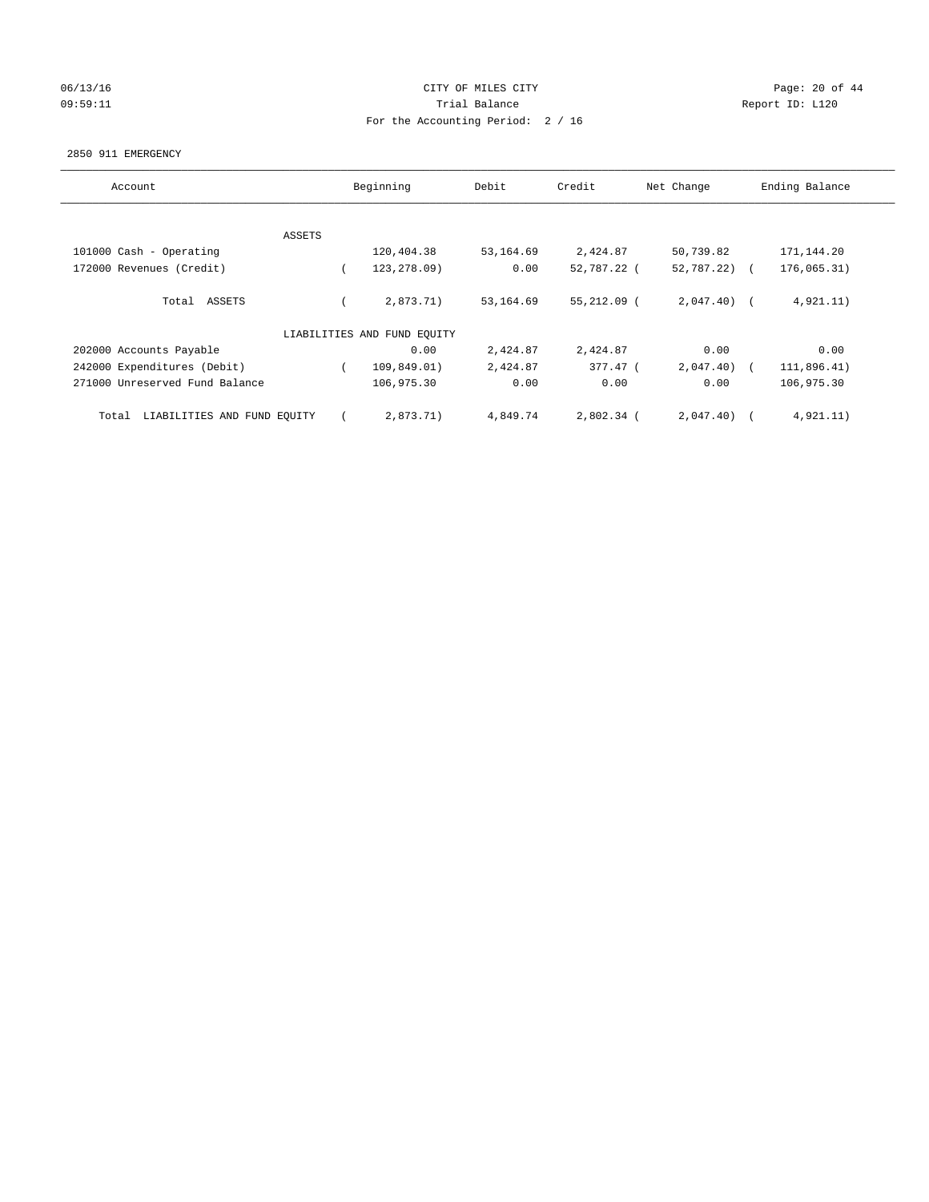CITY OF MILES CITY

Trial Balance

For the Accounting Period: 2 / 16

06/13/16
09:59:11

Report ID: L120

2850 911 EMERGENCY

| Account | Beginning | Debit | Credit | Net Change | Ending Balance |
|---|---|---|---|---|---|
| ASSETS | | | | | |
| 101000 Cash - Operating | 120,404.38 | 53,164.69 | 2,424.87 | 50,739.82 | 171,144.20 |
| 172000 Revenues (Credit) | ( 123,278.09) | 0.00 | 52,787.22 | ( 52,787.22) | ( 176,065.31) |
| Total ASSETS | ( 2,873.71) | 53,164.69 | 55,212.09 | ( 2,047.40) | ( 4,921.11) |
| LIABILITIES AND FUND EQUITY | | | | | |
| 202000 Accounts Payable | 0.00 | 2,424.87 | 2,424.87 | 0.00 | 0.00 |
| 242000 Expenditures (Debit) | ( 109,849.01) | 2,424.87 | 377.47 | ( 2,047.40) | ( 111,896.41) |
| 271000 Unreserved Fund Balance | 106,975.30 | 0.00 | 0.00 | 0.00 | 106,975.30 |
| Total LIABILITIES AND FUND EQUITY | ( 2,873.71) | 4,849.74 | 2,802.34 | ( 2,047.40) | ( 4,921.11) |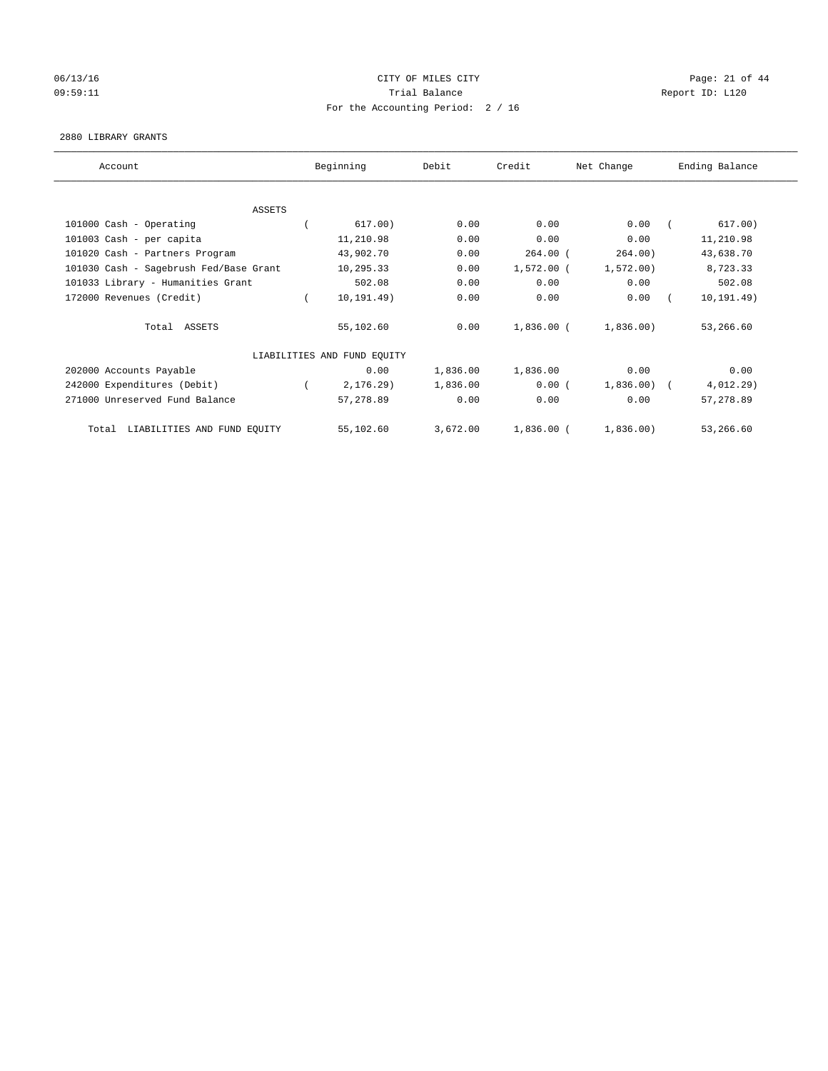CITY OF MILES CITY

Trial Balance

For the Accounting Period: 2 / 16

06/13/16 09:59:11 — Report ID: L120

2880 LIBRARY GRANTS

| Account | Beginning | Debit | Credit | Net Change | Ending Balance |
|---|---|---|---|---|---|
| **ASSETS** | | | | | |
| 101000 Cash - Operating | ( 617.00) | 0.00 | 0.00 | 0.00 | ( 617.00) |
| 101003 Cash - per capita | 11,210.98 | 0.00 | 0.00 | 0.00 | 11,210.98 |
| 101020 Cash - Partners Program | 43,902.70 | 0.00 | 264.00 | ( 264.00) | 43,638.70 |
| 101030 Cash - Sagebrush Fed/Base Grant | 10,295.33 | 0.00 | 1,572.00 | ( 1,572.00) | 8,723.33 |
| 101033 Library - Humanities Grant | 502.08 | 0.00 | 0.00 | 0.00 | 502.08 |
| 172000 Revenues (Credit) | ( 10,191.49) | 0.00 | 0.00 | 0.00 | ( 10,191.49) |
| Total ASSETS | 55,102.60 | 0.00 | 1,836.00 | ( 1,836.00) | 53,266.60 |
| **LIABILITIES AND FUND EQUITY** | | | | | |
| 202000 Accounts Payable | 0.00 | 1,836.00 | 1,836.00 | 0.00 | 0.00 |
| 242000 Expenditures (Debit) | ( 2,176.29) | 1,836.00 | 0.00 | ( 1,836.00) | ( 4,012.29) |
| 271000 Unreserved Fund Balance | 57,278.89 | 0.00 | 0.00 | 0.00 | 57,278.89 |
| Total LIABILITIES AND FUND EQUITY | 55,102.60 | 3,672.00 | 1,836.00 | ( 1,836.00) | 53,266.60 |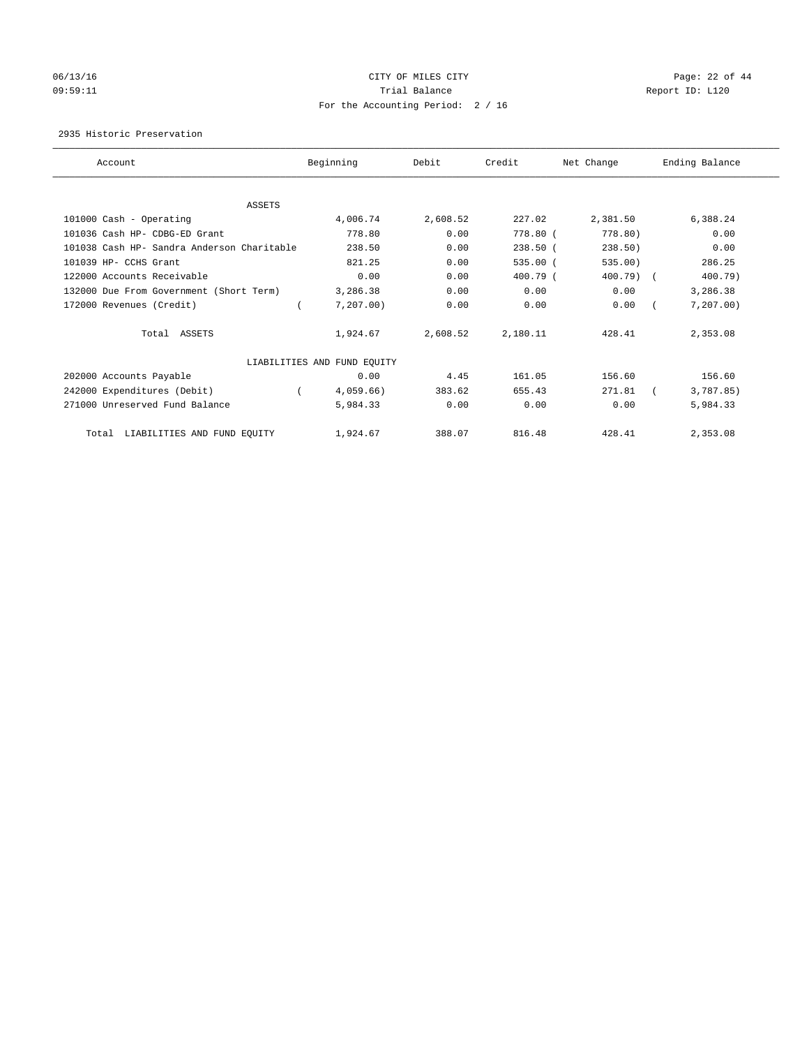CITY OF MILES CITY
Trial Balance
For the Accounting Period: 2 / 16

06/13/16
09:59:11

Report ID: L120

2935 Historic Preservation

| Account | Beginning | Debit | Credit | Net Change | Ending Balance |
|---|---|---|---|---|---|
| ASSETS | | | | | |
| 101000 Cash - Operating | 4,006.74 | 2,608.52 | 227.02 | 2,381.50 | 6,388.24 |
| 101036 Cash HP- CDBG-ED Grant | 778.80 | 0.00 | 778.80 | ( 778.80) | 0.00 |
| 101038 Cash HP- Sandra Anderson Charitable | 238.50 | 0.00 | 238.50 | ( 238.50) | 0.00 |
| 101039 HP- CCHS Grant | 821.25 | 0.00 | 535.00 | ( 535.00) | 286.25 |
| 122000 Accounts Receivable | 0.00 | 0.00 | 400.79 | ( 400.79) | ( 400.79) |
| 132000 Due From Government (Short Term) | 3,286.38 | 0.00 | 0.00 | 0.00 | 3,286.38 |
| 172000 Revenues (Credit) | ( 7,207.00) | 0.00 | 0.00 | 0.00 | ( 7,207.00) |
| Total ASSETS | 1,924.67 | 2,608.52 | 2,180.11 | 428.41 | 2,353.08 |
| LIABILITIES AND FUND EQUITY | | | | | |
| 202000 Accounts Payable | 0.00 | 4.45 | 161.05 | 156.60 | 156.60 |
| 242000 Expenditures (Debit) | ( 4,059.66) | 383.62 | 655.43 | 271.81 | ( 3,787.85) |
| 271000 Unreserved Fund Balance | 5,984.33 | 0.00 | 0.00 | 0.00 | 5,984.33 |
| Total LIABILITIES AND FUND EQUITY | 1,924.67 | 388.07 | 816.48 | 428.41 | 2,353.08 |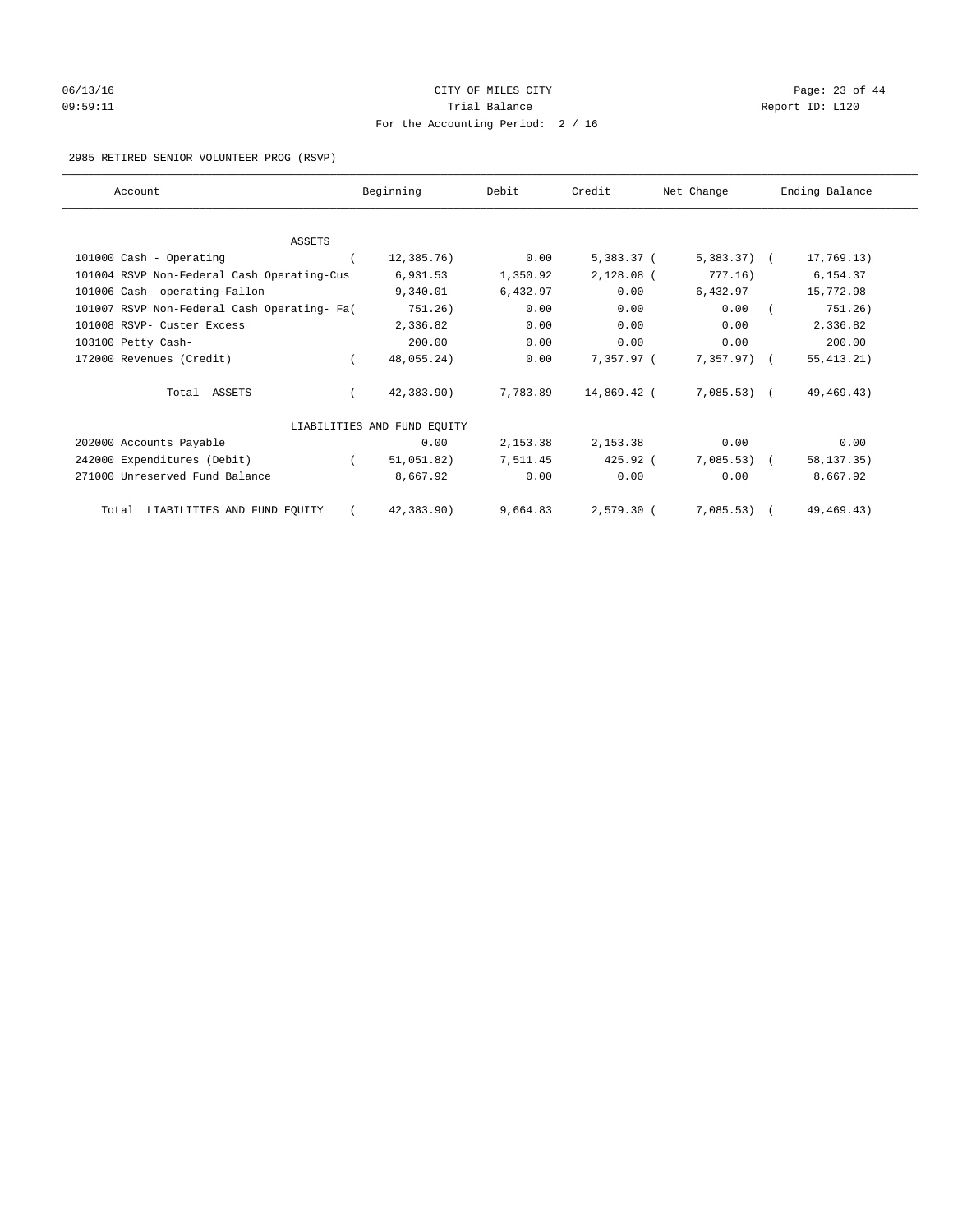CITY OF MILES CITY
Trial Balance
For the Accounting Period: 2 / 16

06/13/16 09:59:11 — Report ID: L120

2985 RETIRED SENIOR VOLUNTEER PROG (RSVP)

| Account | Beginning | Debit | Credit | Net Change | Ending Balance |
|---|---|---|---|---|---|
| ASSETS | | | | | |
| 101000 Cash - Operating | ( 12,385.76) | 0.00 | 5,383.37 | ( 5,383.37) | ( 17,769.13) |
| 101004 RSVP Non-Federal Cash Operating-Cus | 6,931.53 | 1,350.92 | 2,128.08 | ( 777.16) | 6,154.37 |
| 101006 Cash- operating-Fallon | 9,340.01 | 6,432.97 | 0.00 | 6,432.97 | 15,772.98 |
| 101007 RSVP Non-Federal Cash Operating- Fa | ( 751.26) | 0.00 | 0.00 | 0.00 | ( 751.26) |
| 101008 RSVP- Custer Excess | 2,336.82 | 0.00 | 0.00 | 0.00 | 2,336.82 |
| 103100 Petty Cash- | 200.00 | 0.00 | 0.00 | 0.00 | 200.00 |
| 172000 Revenues (Credit) | ( 48,055.24) | 0.00 | 7,357.97 | ( 7,357.97) | ( 55,413.21) |
| Total ASSETS | ( 42,383.90) | 7,783.89 | 14,869.42 | ( 7,085.53) | ( 49,469.43) |
| LIABILITIES AND FUND EQUITY | | | | | |
| 202000 Accounts Payable | 0.00 | 2,153.38 | 2,153.38 | 0.00 | 0.00 |
| 242000 Expenditures (Debit) | ( 51,051.82) | 7,511.45 | 425.92 | ( 7,085.53) | ( 58,137.35) |
| 271000 Unreserved Fund Balance | 8,667.92 | 0.00 | 0.00 | 0.00 | 8,667.92 |
| Total LIABILITIES AND FUND EQUITY | ( 42,383.90) | 9,664.83 | 2,579.30 | ( 7,085.53) | ( 49,469.43) |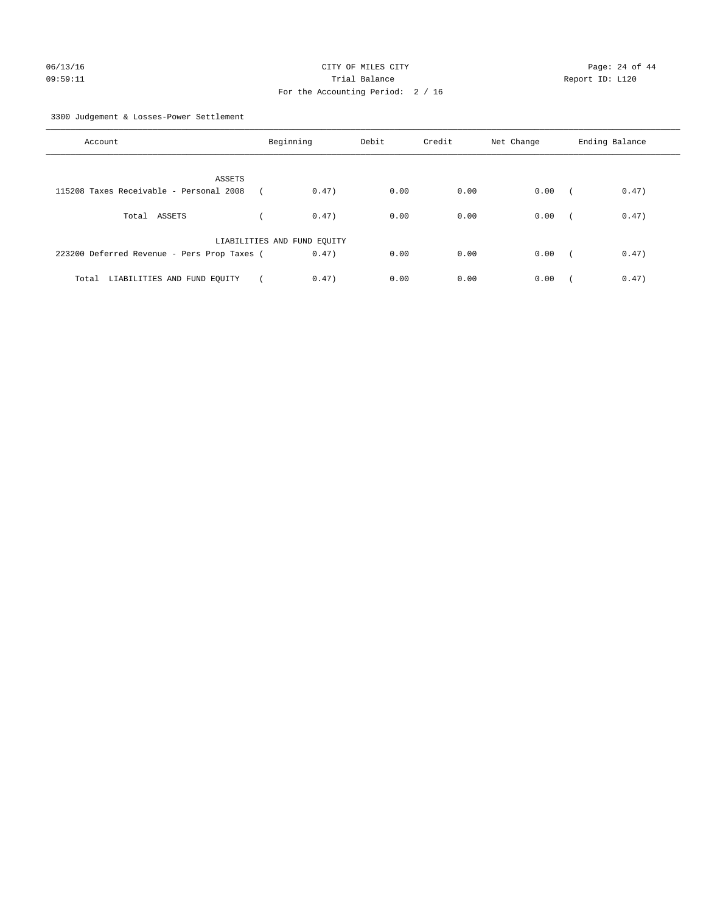CITY OF MILES CITY
Trial Balance
For the Accounting Period: 2 / 16

06/13/16
09:59:11

Report ID: L120

3300 Judgement & Losses-Power Settlement

| Account | Beginning | Debit | Credit | Net Change | Ending Balance |
|---|---|---|---|---|---|
| ASSETS | | | | | |
| 115208 Taxes Receivable - Personal 2008 | ( 0.47) | 0.00 | 0.00 | 0.00 | ( 0.47) |
| Total ASSETS | ( 0.47) | 0.00 | 0.00 | 0.00 | ( 0.47) |
| LIABILITIES AND FUND EQUITY | | | | | |
| 223200 Deferred Revenue - Pers Prop Taxes | ( 0.47) | 0.00 | 0.00 | 0.00 | ( 0.47) |
| Total LIABILITIES AND FUND EQUITY | ( 0.47) | 0.00 | 0.00 | 0.00 | ( 0.47) |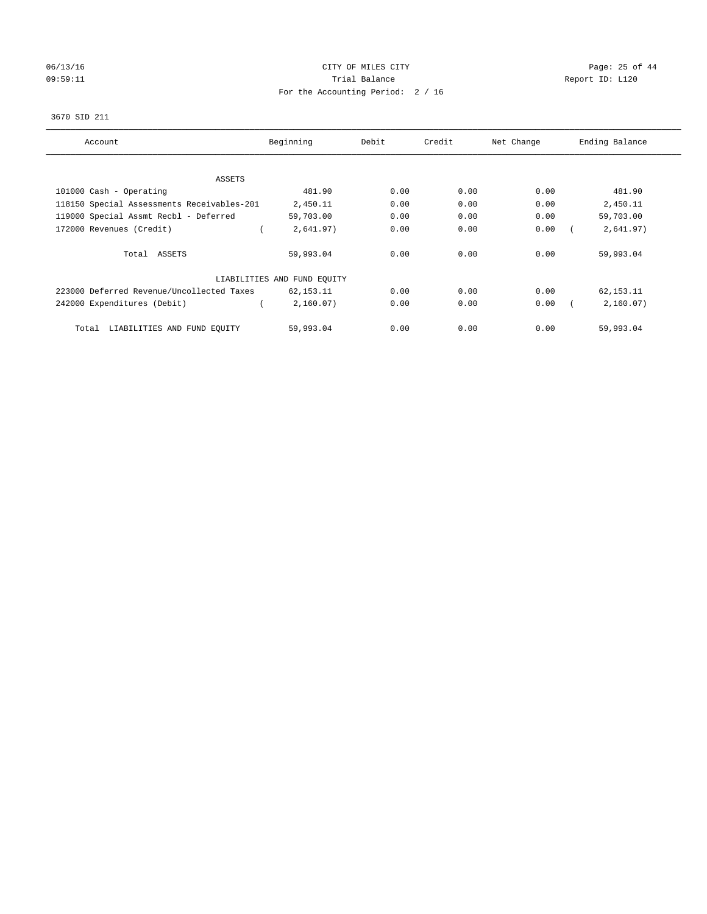CITY OF MILES CITY

Trial Balance

For the Accounting Period: 2 / 16

06/13/16 09:59:11 — Report ID: L120

3670 SID 211

| Account | Beginning | Debit | Credit | Net Change | Ending Balance |
|---|---|---|---|---|---|
| ASSETS | | | | | |
| 101000 Cash - Operating | 481.90 | 0.00 | 0.00 | 0.00 | 481.90 |
| 118150 Special Assessments Receivables-201 | 2,450.11 | 0.00 | 0.00 | 0.00 | 2,450.11 |
| 119000 Special Assmt Recbl - Deferred | 59,703.00 | 0.00 | 0.00 | 0.00 | 59,703.00 |
| 172000 Revenues (Credit) | ( 2,641.97) | 0.00 | 0.00 | 0.00 | ( 2,641.97) |
| Total ASSETS | 59,993.04 | 0.00 | 0.00 | 0.00 | 59,993.04 |
| LIABILITIES AND FUND EQUITY | | | | | |
| 223000 Deferred Revenue/Uncollected Taxes | 62,153.11 | 0.00 | 0.00 | 0.00 | 62,153.11 |
| 242000 Expenditures (Debit) | ( 2,160.07) | 0.00 | 0.00 | 0.00 | ( 2,160.07) |
| Total LIABILITIES AND FUND EQUITY | 59,993.04 | 0.00 | 0.00 | 0.00 | 59,993.04 |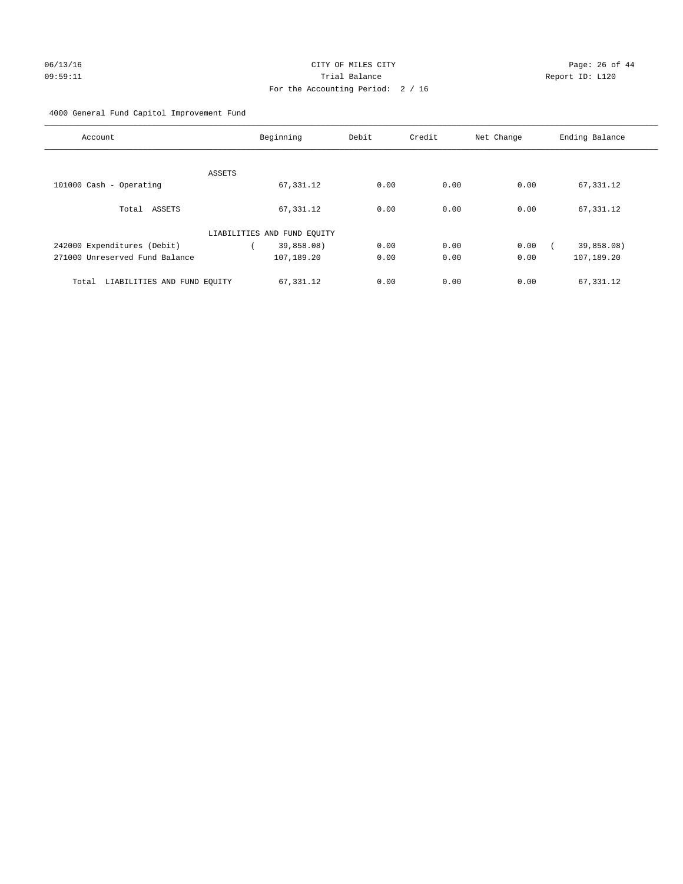CITY OF MILES CITY
Trial Balance
For the Accounting Period: 2 / 16

06/13/16
09:59:11

Report ID: L120

4000 General Fund Capitol Improvement Fund

| Account | Beginning | Debit | Credit | Net Change | Ending Balance |
|---|---|---|---|---|---|
| ASSETS | | | | | |
| 101000 Cash - Operating | 67,331.12 | 0.00 | 0.00 | 0.00 | 67,331.12 |
| Total ASSETS | 67,331.12 | 0.00 | 0.00 | 0.00 | 67,331.12 |
| LIABILITIES AND FUND EQUITY | | | | | |
| 242000 Expenditures (Debit) | ( 39,858.08) | 0.00 | 0.00 | 0.00 | ( 39,858.08) |
| 271000 Unreserved Fund Balance | 107,189.20 | 0.00 | 0.00 | 0.00 | 107,189.20 |
| Total LIABILITIES AND FUND EQUITY | 67,331.12 | 0.00 | 0.00 | 0.00 | 67,331.12 |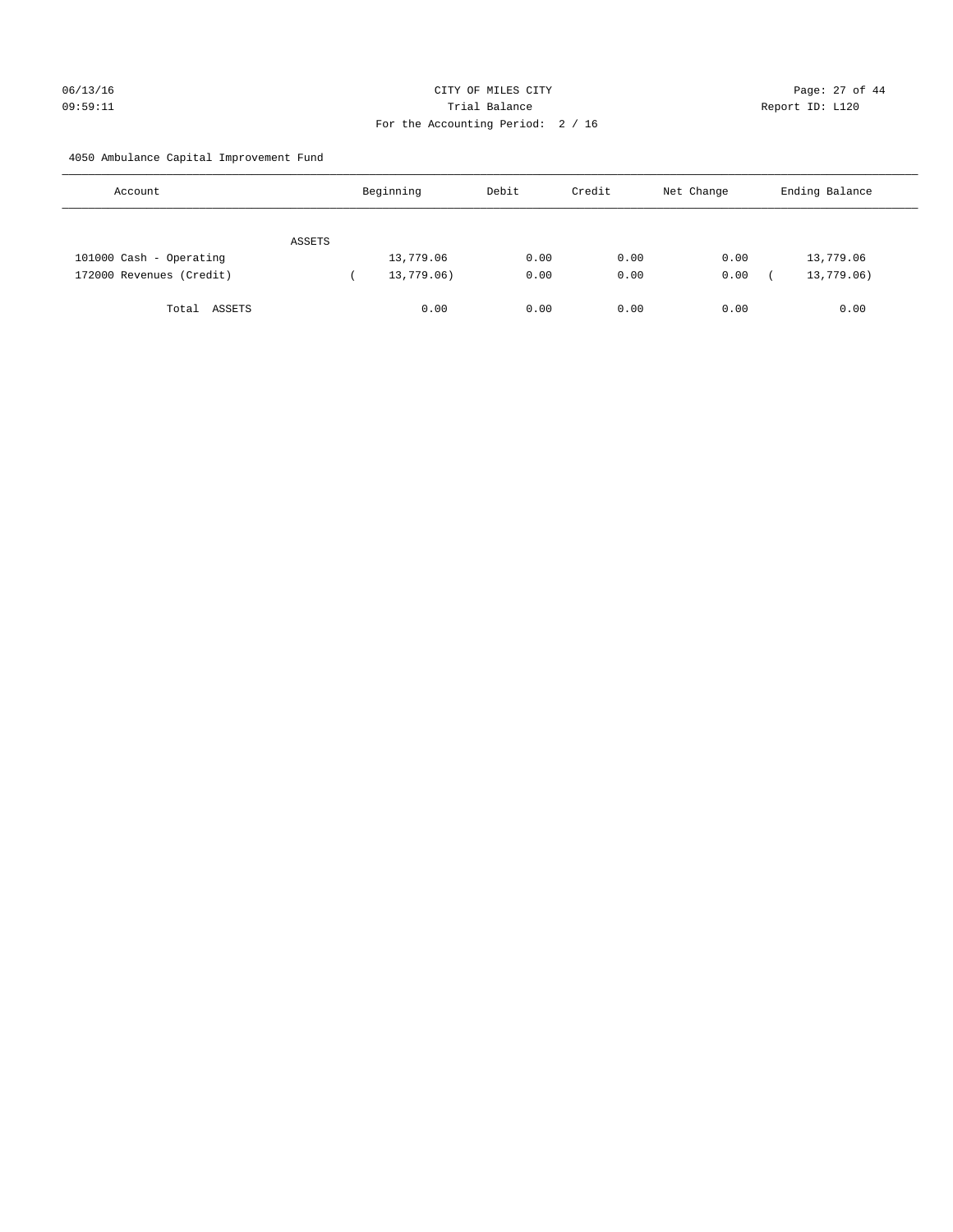CITY OF MILES CITY
Trial Balance
For the Accounting Period: 2 / 16

06/13/16
09:59:11

Report ID: L120

4050 Ambulance Capital Improvement Fund

| Account | Beginning | Debit | Credit | Net Change | Ending Balance |
|---|---|---|---|---|---|
| ASSETS | | | | | |
| 101000 Cash - Operating | 13,779.06 | 0.00 | 0.00 | 0.00 | 13,779.06 |
| 172000 Revenues (Credit) | ( 13,779.06) | 0.00 | 0.00 | 0.00 | ( 13,779.06) |
| Total ASSETS | 0.00 | 0.00 | 0.00 | 0.00 | 0.00 |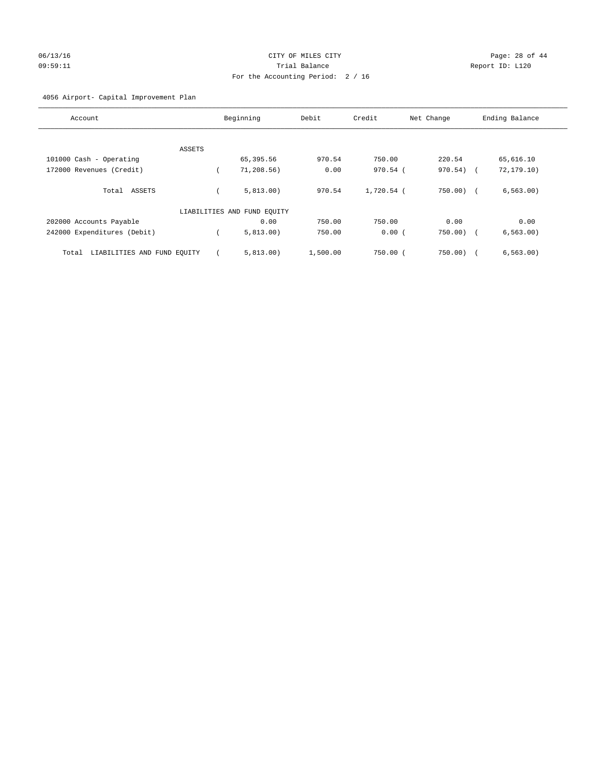CITY OF MILES CITY
Trial Balance
For the Accounting Period: 2 / 16

06/13/16
09:59:11

Report ID: L120

4056 Airport- Capital Improvement Plan

| Account | Beginning | Debit | Credit | Net Change | Ending Balance |
|---|---|---|---|---|---|
| ASSETS | | | | | |
| 101000 Cash - Operating | 65,395.56 | 970.54 | 750.00 | 220.54 | 65,616.10 |
| 172000 Revenues (Credit) | ( 71,208.56) | 0.00 | 970.54 | ( 970.54) | ( 72,179.10) |
| Total ASSETS | ( 5,813.00) | 970.54 | 1,720.54 | ( 750.00) | ( 6,563.00) |
| LIABILITIES AND FUND EQUITY | | | | | |
| 202000 Accounts Payable | 0.00 | 750.00 | 750.00 | 0.00 | 0.00 |
| 242000 Expenditures (Debit) | ( 5,813.00) | 750.00 | 0.00 | ( 750.00) | ( 6,563.00) |
| Total LIABILITIES AND FUND EQUITY | ( 5,813.00) | 1,500.00 | 750.00 | ( 750.00) | ( 6,563.00) |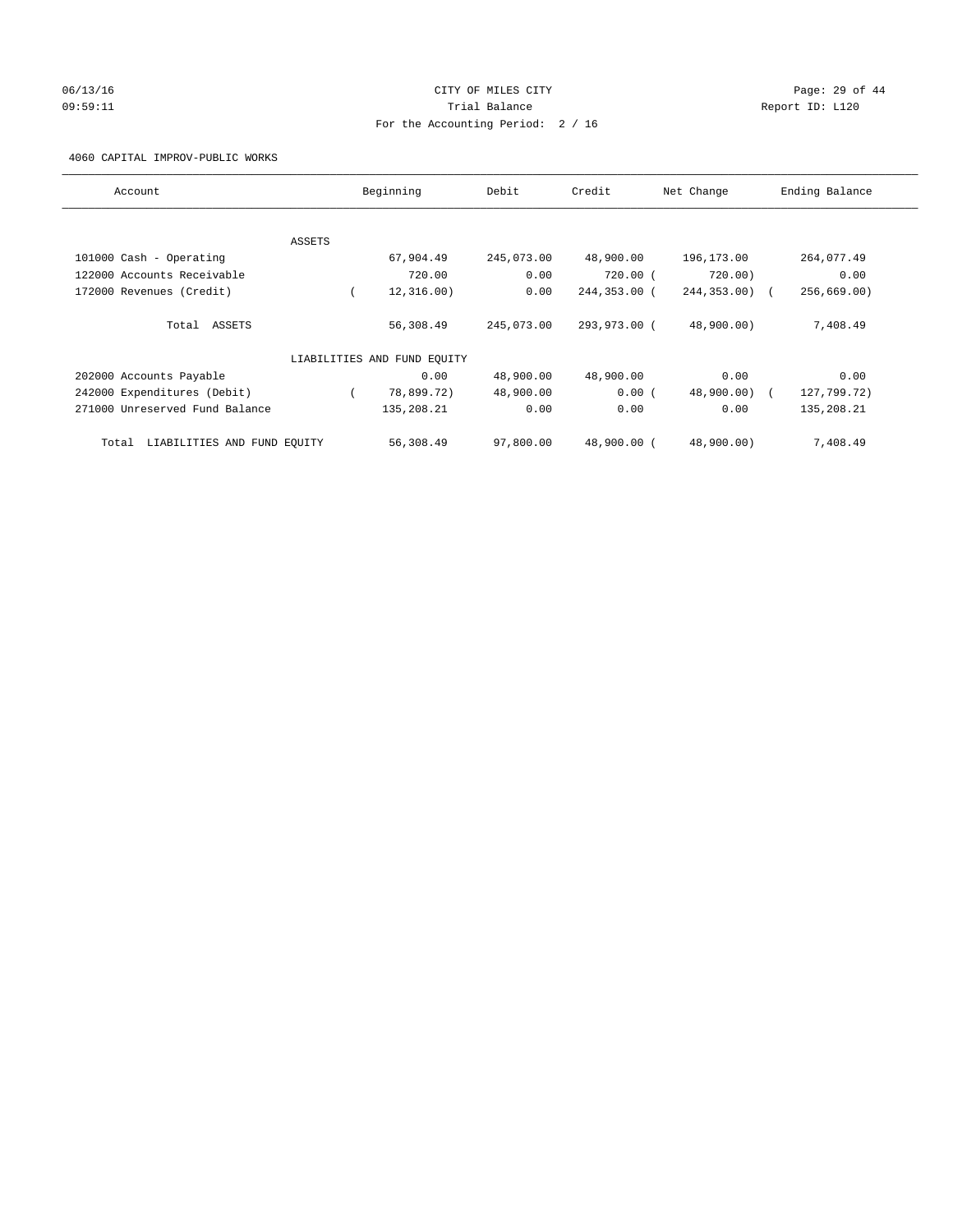CITY OF MILES CITY

Trial Balance

For the Accounting Period: 2 / 16

4060 CAPITAL IMPROV-PUBLIC WORKS

| Account | Beginning | Debit | Credit | Net Change | Ending Balance |
|---|---|---|---|---|---|
| ASSETS | | | | | |
| 101000 Cash - Operating | 67,904.49 | 245,073.00 | 48,900.00 | 196,173.00 | 264,077.49 |
| 122000 Accounts Receivable | 720.00 | 0.00 | 720.00 | ( 720.00) | 0.00 |
| 172000 Revenues (Credit) | ( 12,316.00) | 0.00 | 244,353.00 | ( 244,353.00) | ( 256,669.00) |
| Total ASSETS | 56,308.49 | 245,073.00 | 293,973.00 | ( 48,900.00) | 7,408.49 |
| LIABILITIES AND FUND EQUITY | | | | | |
| 202000 Accounts Payable | 0.00 | 48,900.00 | 48,900.00 | 0.00 | 0.00 |
| 242000 Expenditures (Debit) | ( 78,899.72) | 48,900.00 | 0.00 | ( 48,900.00) | ( 127,799.72) |
| 271000 Unreserved Fund Balance | 135,208.21 | 0.00 | 0.00 | 0.00 | 135,208.21 |
| Total LIABILITIES AND FUND EQUITY | 56,308.49 | 97,800.00 | 48,900.00 | ( 48,900.00) | 7,408.49 |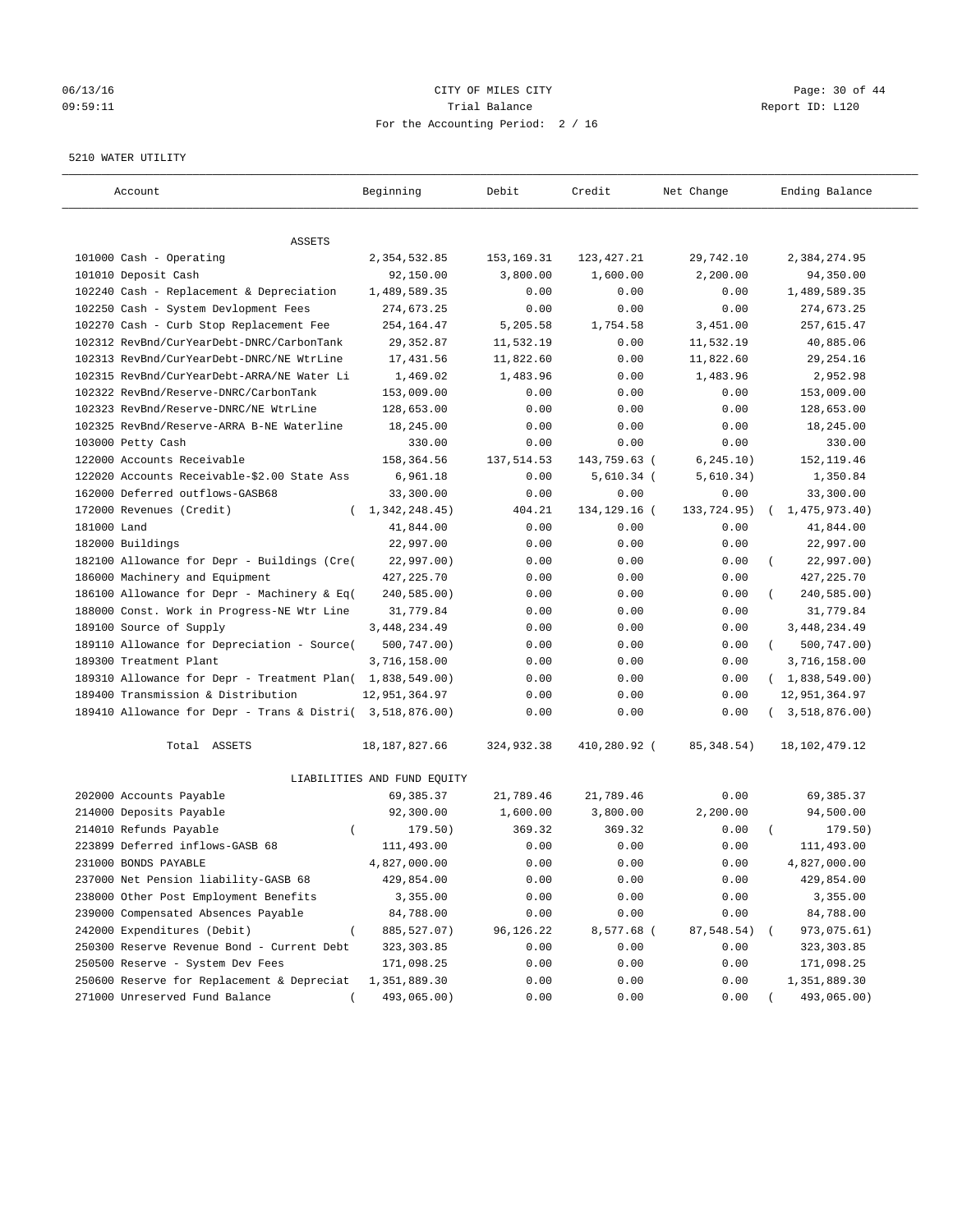CITY OF MILES CITY
Trial Balance
For the Accounting Period: 2 / 16

06/13/16
09:59:11

Report ID: L120

5210 WATER UTILITY

| Account | Beginning | Debit | Credit | Net Change | Ending Balance |
|---|---|---|---|---|---|
| ASSETS | | | | | |
| 101000 Cash - Operating | 2,354,532.85 | 153,169.31 | 123,427.21 | 29,742.10 | 2,384,274.95 |
| 101010 Deposit Cash | 92,150.00 | 3,800.00 | 1,600.00 | 2,200.00 | 94,350.00 |
| 102240 Cash - Replacement & Depreciation | 1,489,589.35 | 0.00 | 0.00 | 0.00 | 1,489,589.35 |
| 102250 Cash - System Devlopment Fees | 274,673.25 | 0.00 | 0.00 | 0.00 | 274,673.25 |
| 102270 Cash - Curb Stop Replacement Fee | 254,164.47 | 5,205.58 | 1,754.58 | 3,451.00 | 257,615.47 |
| 102312 RevBnd/CurYearDebt-DNRC/CarbonTank | 29,352.87 | 11,532.19 | 0.00 | 11,532.19 | 40,885.06 |
| 102313 RevBnd/CurYearDebt-DNRC/NE WtrLine | 17,431.56 | 11,822.60 | 0.00 | 11,822.60 | 29,254.16 |
| 102315 RevBnd/CurYearDebt-ARRA/NE Water Li | 1,469.02 | 1,483.96 | 0.00 | 1,483.96 | 2,952.98 |
| 102322 RevBnd/Reserve-DNRC/CarbonTank | 153,009.00 | 0.00 | 0.00 | 0.00 | 153,009.00 |
| 102323 RevBnd/Reserve-DNRC/NE WtrLine | 128,653.00 | 0.00 | 0.00 | 0.00 | 128,653.00 |
| 102325 RevBnd/Reserve-ARRA B-NE Waterline | 18,245.00 | 0.00 | 0.00 | 0.00 | 18,245.00 |
| 103000 Petty Cash | 330.00 | 0.00 | 0.00 | 0.00 | 330.00 |
| 122000 Accounts Receivable | 158,364.56 | 137,514.53 | 143,759.63 | ( 6,245.10) | 152,119.46 |
| 122020 Accounts Receivable-$2.00 State Ass | 6,961.18 | 0.00 | 5,610.34 | ( 5,610.34) | 1,350.84 |
| 162000 Deferred outflows-GASB68 | 33,300.00 | 0.00 | 0.00 | 0.00 | 33,300.00 |
| 172000 Revenues (Credit) | ( 1,342,248.45) | 404.21 | 134,129.16 | ( 133,724.95) | ( 1,475,973.40) |
| 181000 Land | 41,844.00 | 0.00 | 0.00 | 0.00 | 41,844.00 |
| 182000 Buildings | 22,997.00 | 0.00 | 0.00 | 0.00 | 22,997.00 |
| 182100 Allowance for Depr - Buildings (Cre( | 22,997.00) | 0.00 | 0.00 | 0.00 | ( 22,997.00) |
| 186000 Machinery and Equipment | 427,225.70 | 0.00 | 0.00 | 0.00 | 427,225.70 |
| 186100 Allowance for Depr - Machinery & Eq( | 240,585.00) | 0.00 | 0.00 | 0.00 | ( 240,585.00) |
| 188000 Const. Work in Progress-NE Wtr Line | 31,779.84 | 0.00 | 0.00 | 0.00 | 31,779.84 |
| 189100 Source of Supply | 3,448,234.49 | 0.00 | 0.00 | 0.00 | 3,448,234.49 |
| 189110 Allowance for Depreciation - Source( | 500,747.00) | 0.00 | 0.00 | 0.00 | ( 500,747.00) |
| 189300 Treatment Plant | 3,716,158.00 | 0.00 | 0.00 | 0.00 | 3,716,158.00 |
| 189310 Allowance for Depr - Treatment Plan( | 1,838,549.00) | 0.00 | 0.00 | 0.00 | ( 1,838,549.00) |
| 189400 Transmission & Distribution | 12,951,364.97 | 0.00 | 0.00 | 0.00 | 12,951,364.97 |
| 189410 Allowance for Depr - Trans & Distri( | 3,518,876.00) | 0.00 | 0.00 | 0.00 | ( 3,518,876.00) |
| Total ASSETS | 18,187,827.66 | 324,932.38 | 410,280.92 | ( 85,348.54) | 18,102,479.12 |
| LIABILITIES AND FUND EQUITY | | | | | |
| 202000 Accounts Payable | 69,385.37 | 21,789.46 | 21,789.46 | 0.00 | 69,385.37 |
| 214000 Deposits Payable | 92,300.00 | 1,600.00 | 3,800.00 | 2,200.00 | 94,500.00 |
| 214010 Refunds Payable | ( 179.50) | 369.32 | 369.32 | 0.00 | ( 179.50) |
| 223899 Deferred inflows-GASB 68 | 111,493.00 | 0.00 | 0.00 | 0.00 | 111,493.00 |
| 231000 BONDS PAYABLE | 4,827,000.00 | 0.00 | 0.00 | 0.00 | 4,827,000.00 |
| 237000 Net Pension liability-GASB 68 | 429,854.00 | 0.00 | 0.00 | 0.00 | 429,854.00 |
| 238000 Other Post Employment Benefits | 3,355.00 | 0.00 | 0.00 | 0.00 | 3,355.00 |
| 239000 Compensated Absences Payable | 84,788.00 | 0.00 | 0.00 | 0.00 | 84,788.00 |
| 242000 Expenditures (Debit) | ( 885,527.07) | 96,126.22 | 8,577.68 | ( 87,548.54) | ( 973,075.61) |
| 250300 Reserve Revenue Bond - Current Debt | 323,303.85 | 0.00 | 0.00 | 0.00 | 323,303.85 |
| 250500 Reserve - System Dev Fees | 171,098.25 | 0.00 | 0.00 | 0.00 | 171,098.25 |
| 250600 Reserve for Replacement & Depreciat | 1,351,889.30 | 0.00 | 0.00 | 0.00 | 1,351,889.30 |
| 271000 Unreserved Fund Balance | ( 493,065.00) | 0.00 | 0.00 | 0.00 | ( 493,065.00) |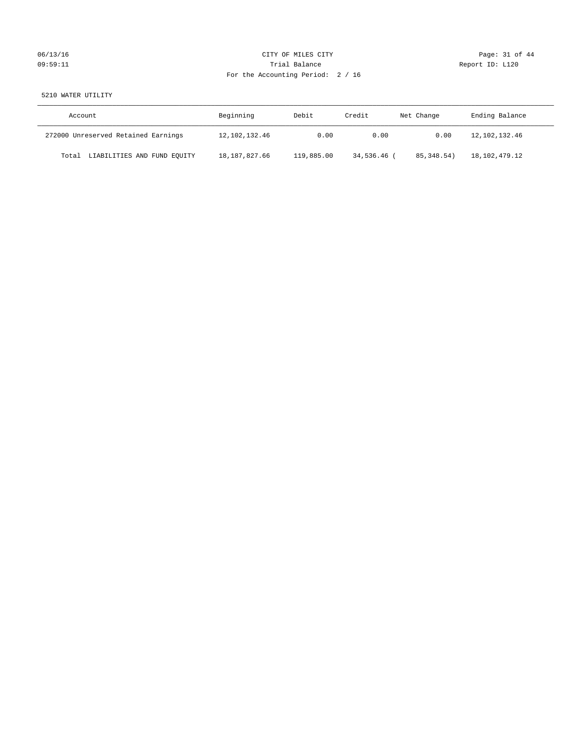CITY OF MILES CITY

Trial Balance

For the Accounting Period: 2 / 16

5210 WATER UTILITY

| Account | Beginning | Debit | Credit | Net Change | Ending Balance |
|---|---|---|---|---|---|
| 272000 Unreserved Retained Earnings | 12,102,132.46 | 0.00 | 0.00 | 0.00 | 12,102,132.46 |
| Total LIABILITIES AND FUND EQUITY | 18,187,827.66 | 119,885.00 | 34,536.46 | ( 85,348.54) | 18,102,479.12 |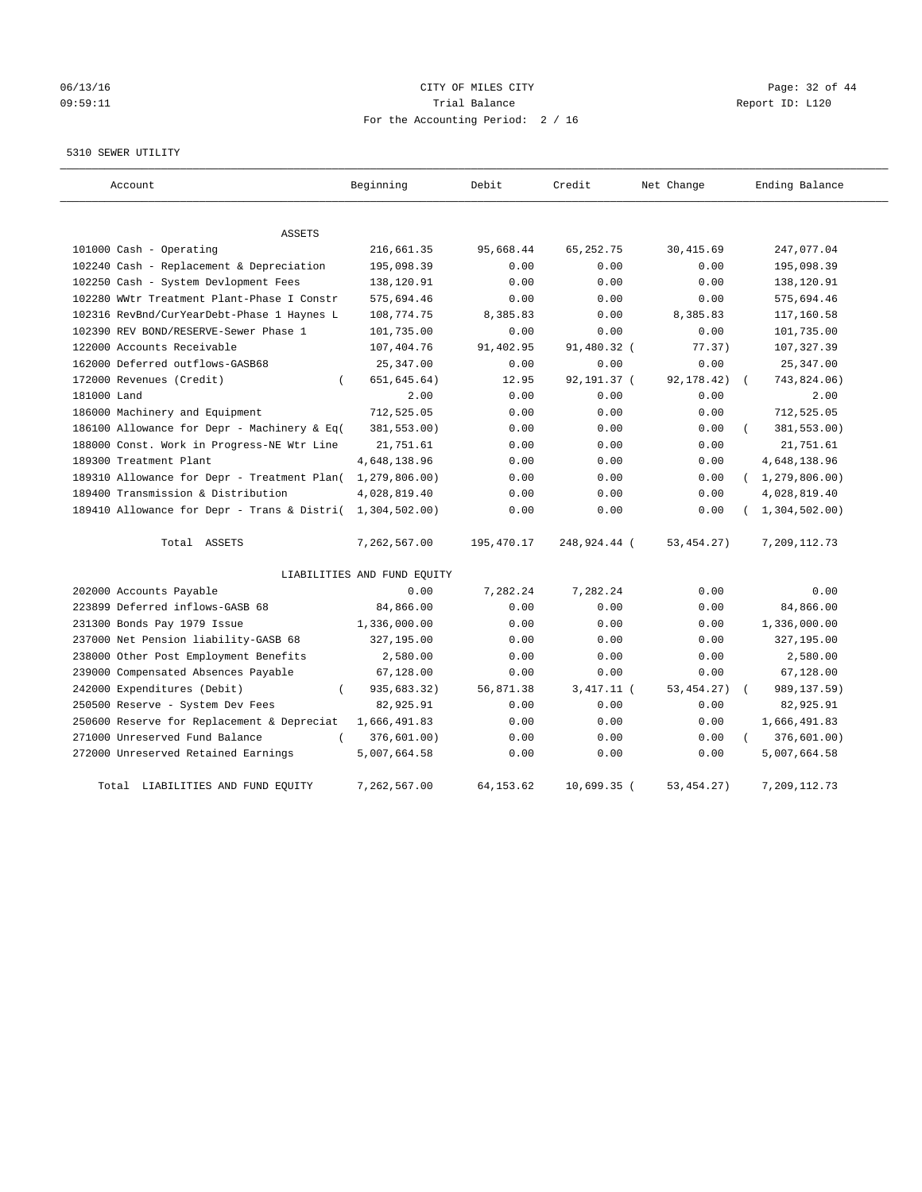06/13/16 CITY OF MILES CITY
09:59:11 Trial Balance Report ID: L120
For the Accounting Period: 2 / 16

5310 SEWER UTILITY

| Account | Beginning | Debit | Credit | Net Change | Ending Balance |
|---|---|---|---|---|---|
| ASSETS | | | | | |
| 101000 Cash - Operating | 216,661.35 | 95,668.44 | 65,252.75 | 30,415.69 | 247,077.04 |
| 102240 Cash - Replacement & Depreciation | 195,098.39 | 0.00 | 0.00 | 0.00 | 195,098.39 |
| 102250 Cash - System Devlopment Fees | 138,120.91 | 0.00 | 0.00 | 0.00 | 138,120.91 |
| 102280 WWtr Treatment Plant-Phase I Constr | 575,694.46 | 0.00 | 0.00 | 0.00 | 575,694.46 |
| 102316 RevBnd/CurYearDebt-Phase 1 Haynes L | 108,774.75 | 8,385.83 | 0.00 | 8,385.83 | 117,160.58 |
| 102390 REV BOND/RESERVE-Sewer Phase 1 | 101,735.00 | 0.00 | 0.00 | 0.00 | 101,735.00 |
| 122000 Accounts Receivable | 107,404.76 | 91,402.95 | 91,480.32 | ( 77.37) | 107,327.39 |
| 162000 Deferred outflows-GASB68 | 25,347.00 | 0.00 | 0.00 | 0.00 | 25,347.00 |
| 172000 Revenues (Credit) | ( 651,645.64) | 12.95 | 92,191.37 | ( 92,178.42) | ( 743,824.06) |
| 181000 Land | 2.00 | 0.00 | 0.00 | 0.00 | 2.00 |
| 186000 Machinery and Equipment | 712,525.05 | 0.00 | 0.00 | 0.00 | 712,525.05 |
| 186100 Allowance for Depr - Machinery & Eq( | 381,553.00) | 0.00 | 0.00 | 0.00 | ( 381,553.00) |
| 188000 Const. Work in Progress-NE Wtr Line | 21,751.61 | 0.00 | 0.00 | 0.00 | 21,751.61 |
| 189300 Treatment Plant | 4,648,138.96 | 0.00 | 0.00 | 0.00 | 4,648,138.96 |
| 189310 Allowance for Depr - Treatment Plan( | 1,279,806.00) | 0.00 | 0.00 | 0.00 | ( 1,279,806.00) |
| 189400 Transmission & Distribution | 4,028,819.40 | 0.00 | 0.00 | 0.00 | 4,028,819.40 |
| 189410 Allowance for Depr - Trans & Distri( | 1,304,502.00) | 0.00 | 0.00 | 0.00 | ( 1,304,502.00) |
| Total ASSETS | 7,262,567.00 | 195,470.17 | 248,924.44 | ( 53,454.27) | 7,209,112.73 |
| LIABILITIES AND FUND EQUITY | | | | | |
| 202000 Accounts Payable | 0.00 | 7,282.24 | 7,282.24 | 0.00 | 0.00 |
| 223899 Deferred inflows-GASB 68 | 84,866.00 | 0.00 | 0.00 | 0.00 | 84,866.00 |
| 231300 Bonds Pay 1979 Issue | 1,336,000.00 | 0.00 | 0.00 | 0.00 | 1,336,000.00 |
| 237000 Net Pension liability-GASB 68 | 327,195.00 | 0.00 | 0.00 | 0.00 | 327,195.00 |
| 238000 Other Post Employment Benefits | 2,580.00 | 0.00 | 0.00 | 0.00 | 2,580.00 |
| 239000 Compensated Absences Payable | 67,128.00 | 0.00 | 0.00 | 0.00 | 67,128.00 |
| 242000 Expenditures (Debit) | ( 935,683.32) | 56,871.38 | 3,417.11 | ( 53,454.27) | ( 989,137.59) |
| 250500 Reserve - System Dev Fees | 82,925.91 | 0.00 | 0.00 | 0.00 | 82,925.91 |
| 250600 Reserve for Replacement & Depreciat | 1,666,491.83 | 0.00 | 0.00 | 0.00 | 1,666,491.83 |
| 271000 Unreserved Fund Balance | ( 376,601.00) | 0.00 | 0.00 | 0.00 | ( 376,601.00) |
| 272000 Unreserved Retained Earnings | 5,007,664.58 | 0.00 | 0.00 | 0.00 | 5,007,664.58 |
| Total LIABILITIES AND FUND EQUITY | 7,262,567.00 | 64,153.62 | 10,699.35 | ( 53,454.27) | 7,209,112.73 |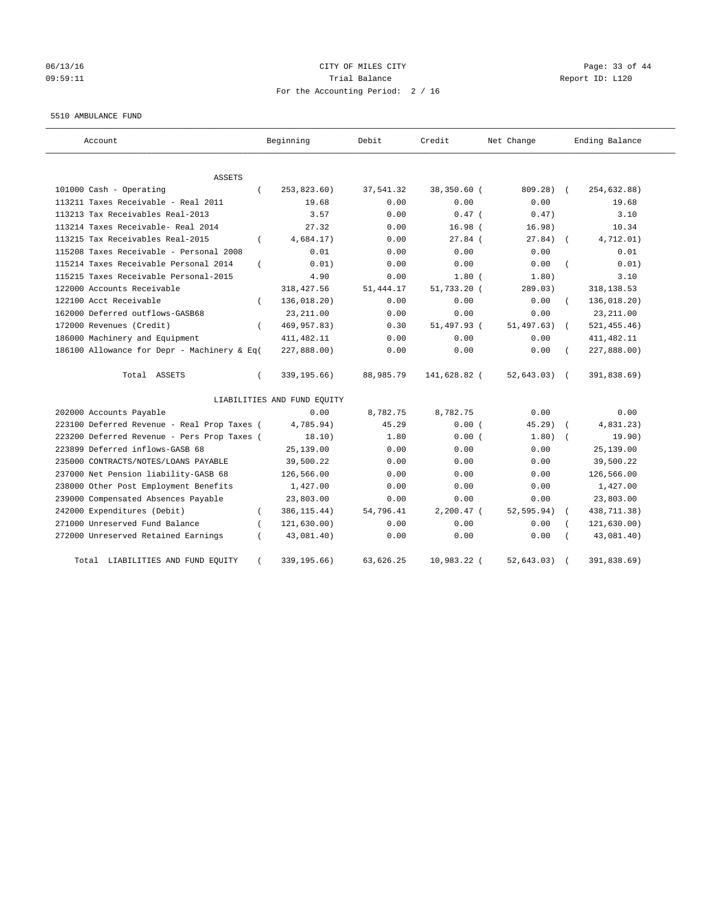CITY OF MILES CITY

Trial Balance

For the Accounting Period: 2 / 16

06/13/16
09:59:11

Report ID: L120

5510 AMBULANCE FUND

| Account | Beginning | Debit | Credit | Net Change | Ending Balance |
|---|---|---|---|---|---|
| ASSETS | | | | | |
| 101000 Cash - Operating | ( 253,823.60) | 37,541.32 | 38,350.60 | ( 809.28) | ( 254,632.88) |
| 113211 Taxes Receivable - Real 2011 | 19.68 | 0.00 | 0.00 | 0.00 | 19.68 |
| 113213 Tax Receivables Real-2013 | 3.57 | 0.00 | 0.47 | ( 0.47) | 3.10 |
| 113214 Taxes Receivable- Real 2014 | 27.32 | 0.00 | 16.98 | ( 16.98) | 10.34 |
| 113215 Tax Receivables Real-2015 | ( 4,684.17) | 0.00 | 27.84 | ( 27.84) | ( 4,712.01) |
| 115208 Taxes Receivable - Personal 2008 | 0.01 | 0.00 | 0.00 | 0.00 | 0.01 |
| 115214 Taxes Receivable Personal 2014 | ( 0.01) | 0.00 | 0.00 | 0.00 | ( 0.01) |
| 115215 Taxes Receivable Personal-2015 | 4.90 | 0.00 | 1.80 | ( 1.80) | 3.10 |
| 122000 Accounts Receivable | 318,427.56 | 51,444.17 | 51,733.20 | ( 289.03) | 318,138.53 |
| 122100 Acct Receivable | ( 136,018.20) | 0.00 | 0.00 | 0.00 | ( 136,018.20) |
| 162000 Deferred outflows-GASB68 | 23,211.00 | 0.00 | 0.00 | 0.00 | 23,211.00 |
| 172000 Revenues (Credit) | ( 469,957.83) | 0.30 | 51,497.93 | ( 51,497.63) | ( 521,455.46) |
| 186000 Machinery and Equipment | 411,482.11 | 0.00 | 0.00 | 0.00 | 411,482.11 |
| 186100 Allowance for Depr - Machinery & Eq | ( 227,888.00) | 0.00 | 0.00 | 0.00 | ( 227,888.00) |
| Total ASSETS | ( 339,195.66) | 88,985.79 | 141,628.82 | ( 52,643.03) | ( 391,838.69) |
| LIABILITIES AND FUND EQUITY | | | | | |
| 202000 Accounts Payable | 0.00 | 8,782.75 | 8,782.75 | 0.00 | 0.00 |
| 223100 Deferred Revenue - Real Prop Taxes | ( 4,785.94) | 45.29 | 0.00 | ( 45.29) | ( 4,831.23) |
| 223200 Deferred Revenue - Pers Prop Taxes | ( 18.10) | 1.80 | 0.00 | ( 1.80) | ( 19.90) |
| 223899 Deferred inflows-GASB 68 | 25,139.00 | 0.00 | 0.00 | 0.00 | 25,139.00 |
| 235000 CONTRACTS/NOTES/LOANS PAYABLE | 39,500.22 | 0.00 | 0.00 | 0.00 | 39,500.22 |
| 237000 Net Pension liability-GASB 68 | 126,566.00 | 0.00 | 0.00 | 0.00 | 126,566.00 |
| 238000 Other Post Employment Benefits | 1,427.00 | 0.00 | 0.00 | 0.00 | 1,427.00 |
| 239000 Compensated Absences Payable | 23,803.00 | 0.00 | 0.00 | 0.00 | 23,803.00 |
| 242000 Expenditures (Debit) | ( 386,115.44) | 54,796.41 | 2,200.47 | ( 52,595.94) | ( 438,711.38) |
| 271000 Unreserved Fund Balance | ( 121,630.00) | 0.00 | 0.00 | 0.00 | ( 121,630.00) |
| 272000 Unreserved Retained Earnings | ( 43,081.40) | 0.00 | 0.00 | 0.00 | ( 43,081.40) |
| Total LIABILITIES AND FUND EQUITY | ( 339,195.66) | 63,626.25 | 10,983.22 | ( 52,643.03) | ( 391,838.69) |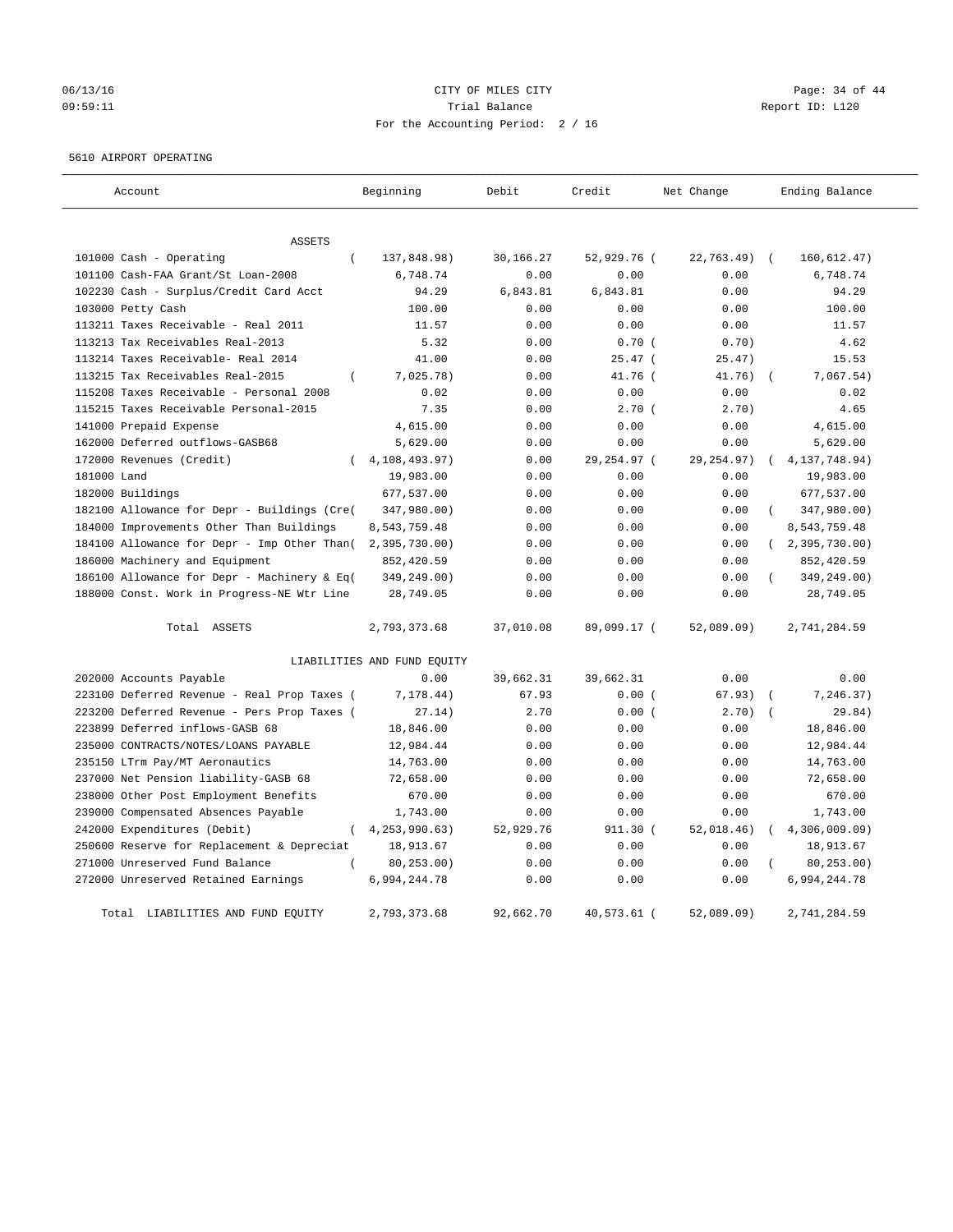06/13/16 CITY OF MILES CITY
09:59:11 Trial Balance Report ID: L120
For the Accounting Period: 2 / 16

5610 AIRPORT OPERATING

| Account | Beginning | Debit | Credit | Net Change | Ending Balance |
|---|---|---|---|---|---|
| ASSETS | | | | | |
| 101000 Cash - Operating | ( 137,848.98) | 30,166.27 | 52,929.76 ( | 22,763.49) | ( 160,612.47) |
| 101100 Cash-FAA Grant/St Loan-2008 | 6,748.74 | 0.00 | 0.00 | 0.00 | 6,748.74 |
| 102230 Cash - Surplus/Credit Card Acct | 94.29 | 6,843.81 | 6,843.81 | 0.00 | 94.29 |
| 103000 Petty Cash | 100.00 | 0.00 | 0.00 | 0.00 | 100.00 |
| 113211 Taxes Receivable - Real 2011 | 11.57 | 0.00 | 0.00 | 0.00 | 11.57 |
| 113213 Tax Receivables Real-2013 | 5.32 | 0.00 | 0.70 ( | 0.70) | 4.62 |
| 113214 Taxes Receivable- Real 2014 | 41.00 | 0.00 | 25.47 ( | 25.47) | 15.53 |
| 113215 Tax Receivables Real-2015 | ( 7,025.78) | 0.00 | 41.76 ( | 41.76) | ( 7,067.54) |
| 115208 Taxes Receivable - Personal 2008 | 0.02 | 0.00 | 0.00 | 0.00 | 0.02 |
| 115215 Taxes Receivable Personal-2015 | 7.35 | 0.00 | 2.70 ( | 2.70) | 4.65 |
| 141000 Prepaid Expense | 4,615.00 | 0.00 | 0.00 | 0.00 | 4,615.00 |
| 162000 Deferred outflows-GASB68 | 5,629.00 | 0.00 | 0.00 | 0.00 | 5,629.00 |
| 172000 Revenues (Credit) | ( 4,108,493.97) | 0.00 | 29,254.97 ( | 29,254.97) | ( 4,137,748.94) |
| 181000 Land | 19,983.00 | 0.00 | 0.00 | 0.00 | 19,983.00 |
| 182000 Buildings | 677,537.00 | 0.00 | 0.00 | 0.00 | 677,537.00 |
| 182100 Allowance for Depr - Buildings (Cre( | 347,980.00) | 0.00 | 0.00 | 0.00 | ( 347,980.00) |
| 184000 Improvements Other Than Buildings | 8,543,759.48 | 0.00 | 0.00 | 0.00 | 8,543,759.48 |
| 184100 Allowance for Depr - Imp Other Than( | 2,395,730.00) | 0.00 | 0.00 | 0.00 | ( 2,395,730.00) |
| 186000 Machinery and Equipment | 852,420.59 | 0.00 | 0.00 | 0.00 | 852,420.59 |
| 186100 Allowance for Depr - Machinery & Eq( | 349,249.00) | 0.00 | 0.00 | 0.00 | ( 349,249.00) |
| 188000 Const. Work in Progress-NE Wtr Line | 28,749.05 | 0.00 | 0.00 | 0.00 | 28,749.05 |
| Total ASSETS | 2,793,373.68 | 37,010.08 | 89,099.17 ( | 52,089.09) | 2,741,284.59 |
| LIABILITIES AND FUND EQUITY | | | | | |
| 202000 Accounts Payable | 0.00 | 39,662.31 | 39,662.31 | 0.00 | 0.00 |
| 223100 Deferred Revenue - Real Prop Taxes ( | 7,178.44) | 67.93 | 0.00 ( | 67.93) | ( 7,246.37) |
| 223200 Deferred Revenue - Pers Prop Taxes ( | 27.14) | 2.70 | 0.00 ( | 2.70) | ( 29.84) |
| 223899 Deferred inflows-GASB 68 | 18,846.00 | 0.00 | 0.00 | 0.00 | 18,846.00 |
| 235000 CONTRACTS/NOTES/LOANS PAYABLE | 12,984.44 | 0.00 | 0.00 | 0.00 | 12,984.44 |
| 235150 LTrm Pay/MT Aeronautics | 14,763.00 | 0.00 | 0.00 | 0.00 | 14,763.00 |
| 237000 Net Pension liability-GASB 68 | 72,658.00 | 0.00 | 0.00 | 0.00 | 72,658.00 |
| 238000 Other Post Employment Benefits | 670.00 | 0.00 | 0.00 | 0.00 | 670.00 |
| 239000 Compensated Absences Payable | 1,743.00 | 0.00 | 0.00 | 0.00 | 1,743.00 |
| 242000 Expenditures (Debit) | ( 4,253,990.63) | 52,929.76 | 911.30 ( | 52,018.46) | ( 4,306,009.09) |
| 250600 Reserve for Replacement & Depreciat | 18,913.67 | 0.00 | 0.00 | 0.00 | 18,913.67 |
| 271000 Unreserved Fund Balance | ( 80,253.00) | 0.00 | 0.00 | 0.00 | ( 80,253.00) |
| 272000 Unreserved Retained Earnings | 6,994,244.78 | 0.00 | 0.00 | 0.00 | 6,994,244.78 |
| Total LIABILITIES AND FUND EQUITY | 2,793,373.68 | 92,662.70 | 40,573.61 ( | 52,089.09) | 2,741,284.59 |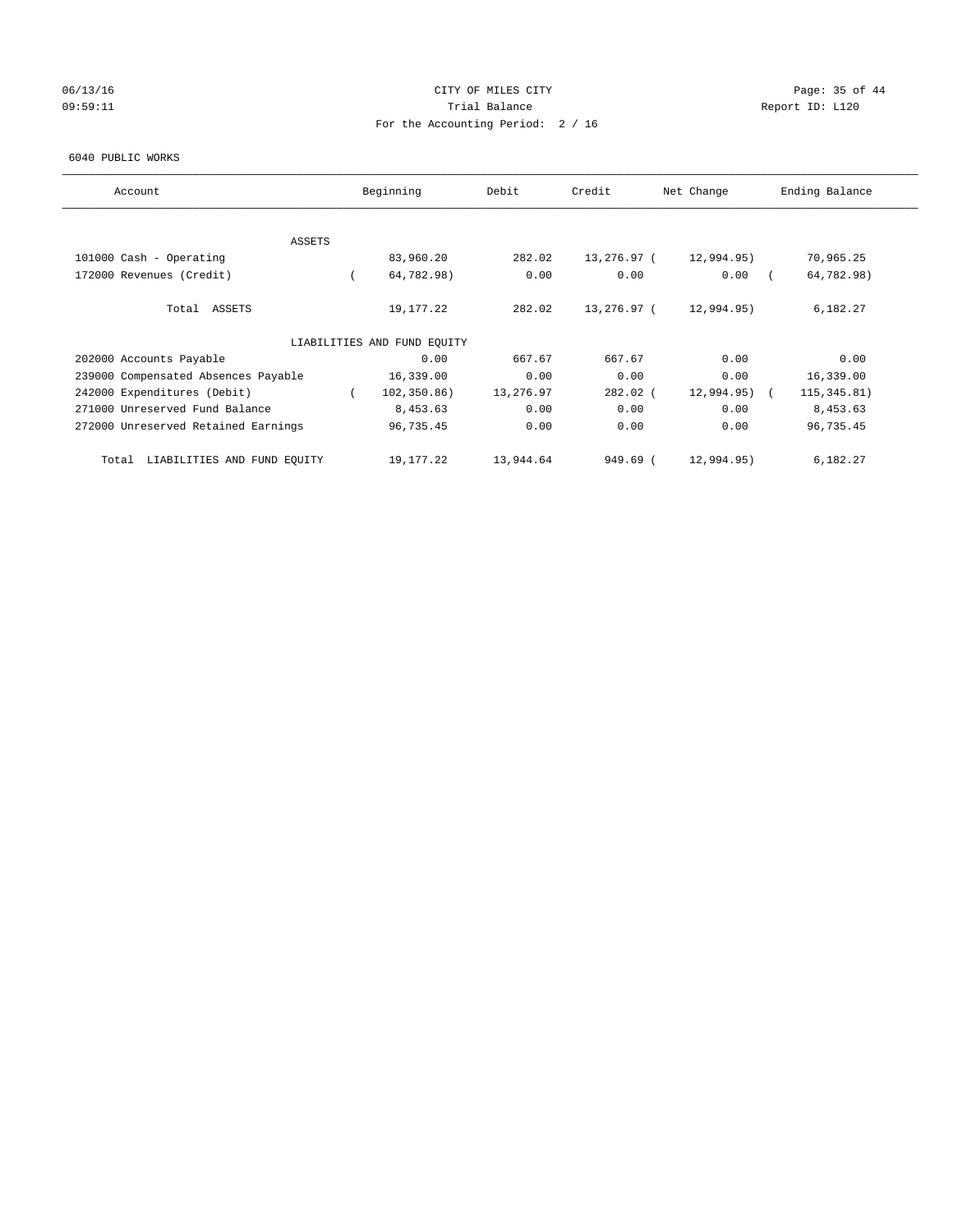CITY OF MILES CITY
Trial Balance
For the Accounting Period: 2 / 16

06/13/16
09:59:11

Report ID: L120

6040 PUBLIC WORKS

| Account | Beginning | Debit | Credit | Net Change | Ending Balance |
|---|---|---|---|---|---|
| ASSETS | | | | | |
| 101000 Cash - Operating | 83,960.20 | 282.02 | 13,276.97 | ( 12,994.95) | 70,965.25 |
| 172000 Revenues (Credit) | ( 64,782.98) | 0.00 | 0.00 | 0.00 | ( 64,782.98) |
| Total ASSETS | 19,177.22 | 282.02 | 13,276.97 | ( 12,994.95) | 6,182.27 |
| LIABILITIES AND FUND EQUITY | | | | | |
| 202000 Accounts Payable | 0.00 | 667.67 | 667.67 | 0.00 | 0.00 |
| 239000 Compensated Absences Payable | 16,339.00 | 0.00 | 0.00 | 0.00 | 16,339.00 |
| 242000 Expenditures (Debit) | ( 102,350.86) | 13,276.97 | 282.02 | ( 12,994.95) | ( 115,345.81) |
| 271000 Unreserved Fund Balance | 8,453.63 | 0.00 | 0.00 | 0.00 | 8,453.63 |
| 272000 Unreserved Retained Earnings | 96,735.45 | 0.00 | 0.00 | 0.00 | 96,735.45 |
| Total LIABILITIES AND FUND EQUITY | 19,177.22 | 13,944.64 | 949.69 | ( 12,994.95) | 6,182.27 |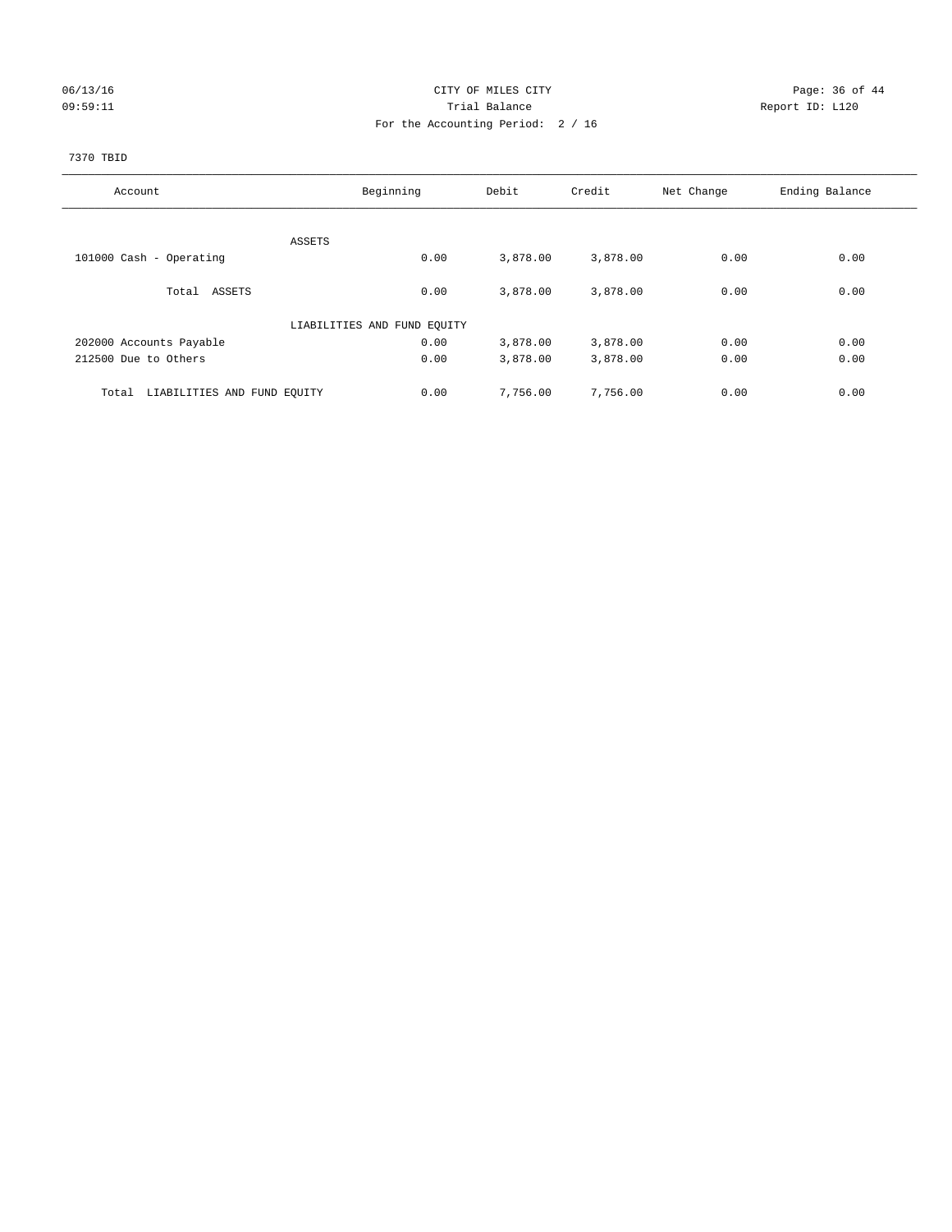06/13/16 CITY OF MILES CITY
09:59:11 Trial Balance Report ID: L120
For the Accounting Period: 2 / 16

7370 TBID

| Account | Beginning | Debit | Credit | Net Change | Ending Balance |
|---|---|---|---|---|---|
| ASSETS | | | | | |
| 101000 Cash - Operating | 0.00 | 3,878.00 | 3,878.00 | 0.00 | 0.00 |
| Total ASSETS | 0.00 | 3,878.00 | 3,878.00 | 0.00 | 0.00 |
| LIABILITIES AND FUND EQUITY | | | | | |
| 202000 Accounts Payable | 0.00 | 3,878.00 | 3,878.00 | 0.00 | 0.00 |
| 212500 Due to Others | 0.00 | 3,878.00 | 3,878.00 | 0.00 | 0.00 |
| Total LIABILITIES AND FUND EQUITY | 0.00 | 7,756.00 | 7,756.00 | 0.00 | 0.00 |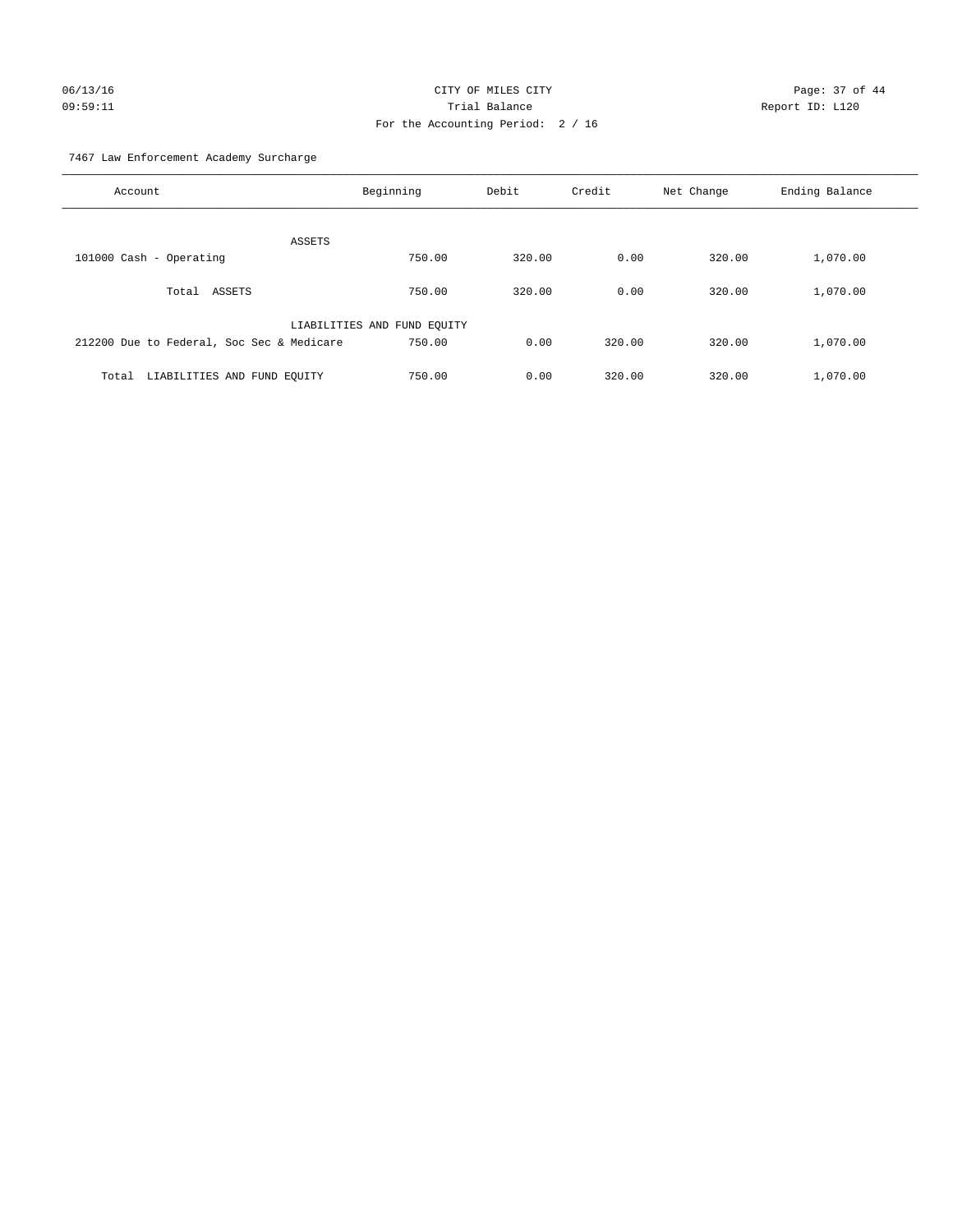CITY OF MILES CITY
Trial Balance
For the Accounting Period: 2 / 16

06/13/16
09:59:11

Report ID: L120

7467 Law Enforcement Academy Surcharge

| Account | Beginning | Debit | Credit | Net Change | Ending Balance |
|---|---|---|---|---|---|
| ASSETS | | | | | |
| 101000 Cash - Operating | 750.00 | 320.00 | 0.00 | 320.00 | 1,070.00 |
| Total ASSETS | 750.00 | 320.00 | 0.00 | 320.00 | 1,070.00 |
| LIABILITIES AND FUND EQUITY | | | | | |
| 212200 Due to Federal, Soc Sec & Medicare | 750.00 | 0.00 | 320.00 | 320.00 | 1,070.00 |
| Total LIABILITIES AND FUND EQUITY | 750.00 | 0.00 | 320.00 | 320.00 | 1,070.00 |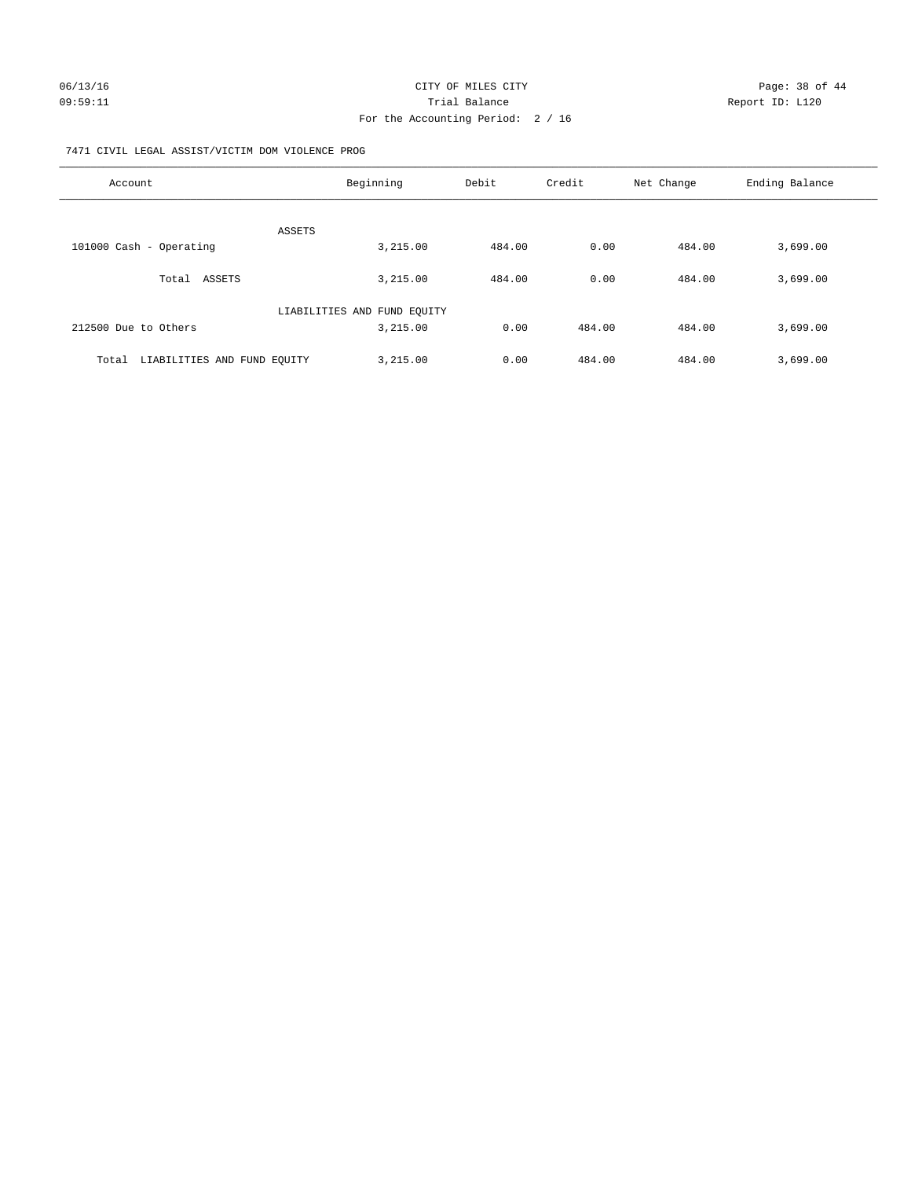CITY OF MILES CITY
Trial Balance
For the Accounting Period: 2 / 16

06/13/16
09:59:11

Report ID: L120

7471 CIVIL LEGAL ASSIST/VICTIM DOM VIOLENCE PROG

| Account | Beginning | Debit | Credit | Net Change | Ending Balance |
|---|---|---|---|---|---|
| ASSETS | | | | | |
| 101000 Cash - Operating | 3,215.00 | 484.00 | 0.00 | 484.00 | 3,699.00 |
| Total ASSETS | 3,215.00 | 484.00 | 0.00 | 484.00 | 3,699.00 |
| LIABILITIES AND FUND EQUITY | | | | | |
| 212500 Due to Others | 3,215.00 | 0.00 | 484.00 | 484.00 | 3,699.00 |
| Total LIABILITIES AND FUND EQUITY | 3,215.00 | 0.00 | 484.00 | 484.00 | 3,699.00 |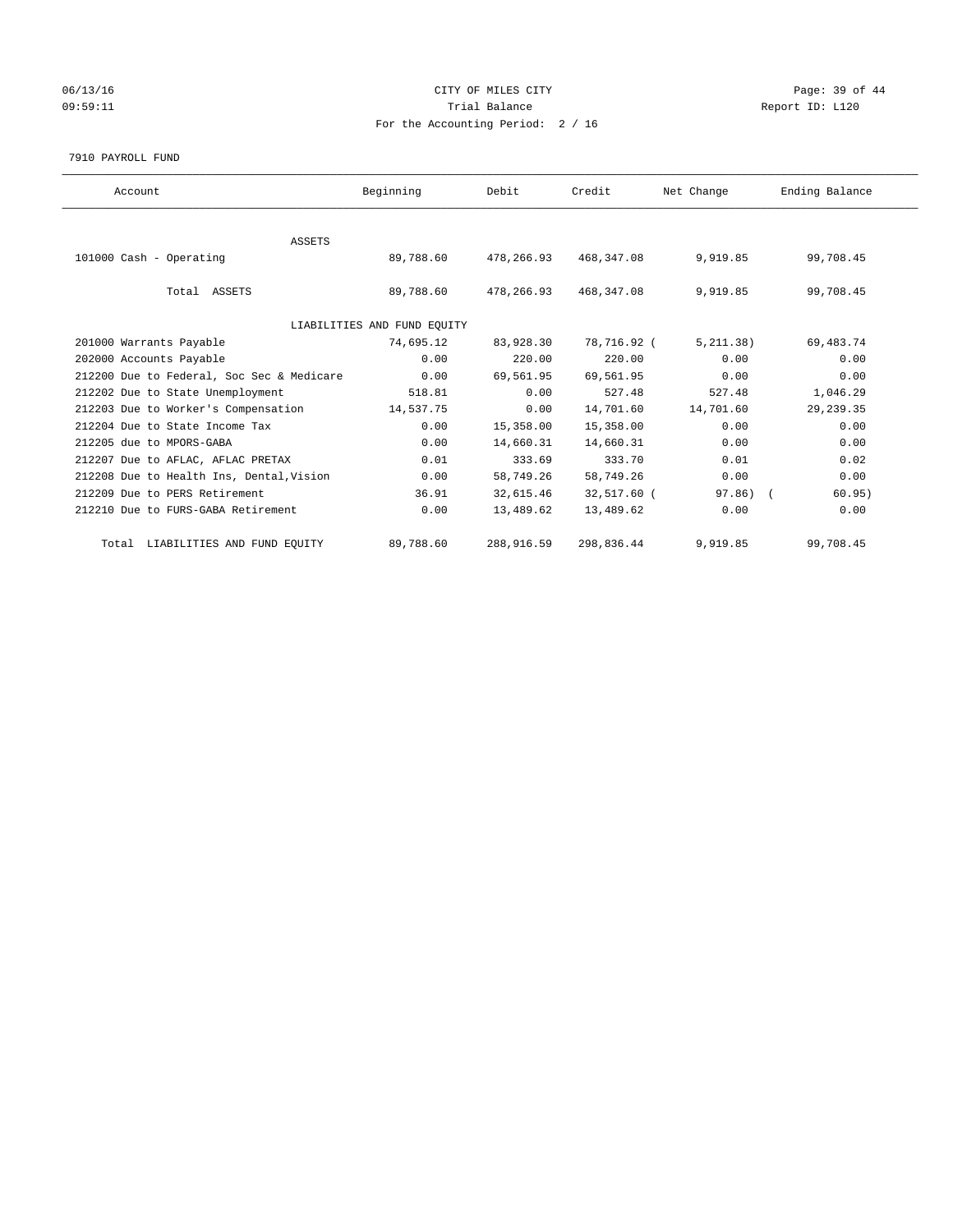CITY OF MILES CITY

Trial Balance

For the Accounting Period: 2 / 16

06/13/16 09:59:11

Report ID: L120

7910 PAYROLL FUND

| Account | Beginning | Debit | Credit | Net Change | Ending Balance |
|---|---|---|---|---|---|
| ASSETS | | | | | |
| 101000 Cash - Operating | 89,788.60 | 478,266.93 | 468,347.08 | 9,919.85 | 99,708.45 |
| Total ASSETS | 89,788.60 | 478,266.93 | 468,347.08 | 9,919.85 | 99,708.45 |
| LIABILITIES AND FUND EQUITY | | | | | |
| 201000 Warrants Payable | 74,695.12 | 83,928.30 | 78,716.92 | ( 5,211.38) | 69,483.74 |
| 202000 Accounts Payable | 0.00 | 220.00 | 220.00 | 0.00 | 0.00 |
| 212200 Due to Federal, Soc Sec & Medicare | 0.00 | 69,561.95 | 69,561.95 | 0.00 | 0.00 |
| 212202 Due to State Unemployment | 518.81 | 0.00 | 527.48 | 527.48 | 1,046.29 |
| 212203 Due to Worker's Compensation | 14,537.75 | 0.00 | 14,701.60 | 14,701.60 | 29,239.35 |
| 212204 Due to State Income Tax | 0.00 | 15,358.00 | 15,358.00 | 0.00 | 0.00 |
| 212205 due to MPORS-GABA | 0.00 | 14,660.31 | 14,660.31 | 0.00 | 0.00 |
| 212207 Due to AFLAC, AFLAC PRETAX | 0.01 | 333.69 | 333.70 | 0.01 | 0.02 |
| 212208 Due to Health Ins, Dental,Vision | 0.00 | 58,749.26 | 58,749.26 | 0.00 | 0.00 |
| 212209 Due to PERS Retirement | 36.91 | 32,615.46 | 32,517.60 | ( 97.86) | ( 60.95) |
| 212210 Due to FURS-GABA Retirement | 0.00 | 13,489.62 | 13,489.62 | 0.00 | 0.00 |
| Total LIABILITIES AND FUND EQUITY | 89,788.60 | 288,916.59 | 298,836.44 | 9,919.85 | 99,708.45 |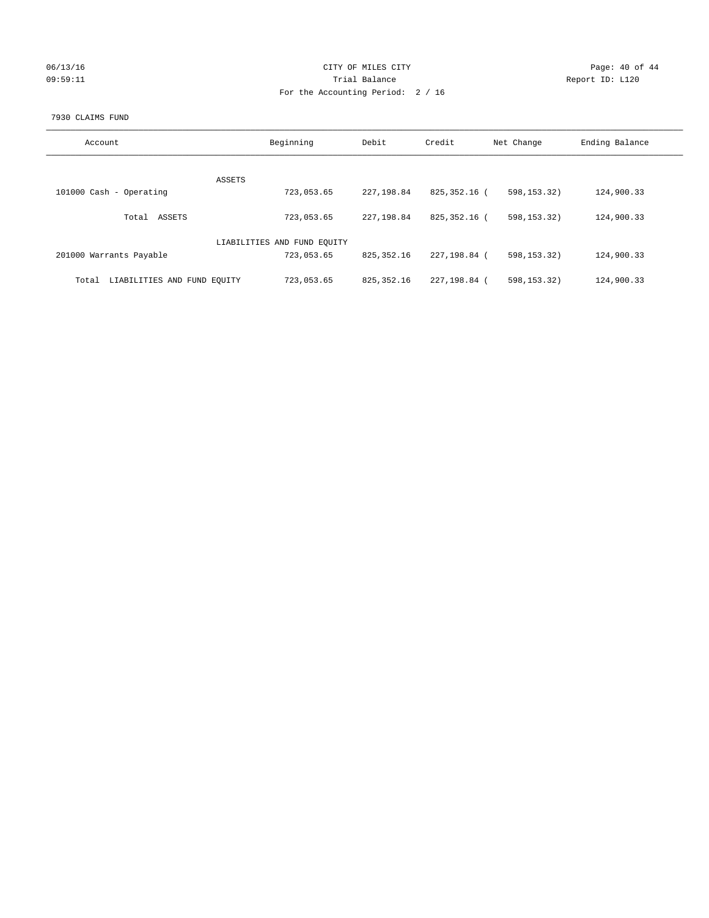CITY OF MILES CITY
Trial Balance
For the Accounting Period: 2 / 16

06/13/16 09:59:11 — Report ID: L120

7930 CLAIMS FUND

| Account | Beginning | Debit | Credit | Net Change | Ending Balance |
|---|---|---|---|---|---|
| ASSETS | | | | | |
| 101000 Cash - Operating | 723,053.65 | 227,198.84 | 825,352.16 | ( 598,153.32) | 124,900.33 |
| Total ASSETS | 723,053.65 | 227,198.84 | 825,352.16 | ( 598,153.32) | 124,900.33 |
| LIABILITIES AND FUND EQUITY | | | | | |
| 201000 Warrants Payable | 723,053.65 | 825,352.16 | 227,198.84 | ( 598,153.32) | 124,900.33 |
| Total LIABILITIES AND FUND EQUITY | 723,053.65 | 825,352.16 | 227,198.84 | ( 598,153.32) | 124,900.33 |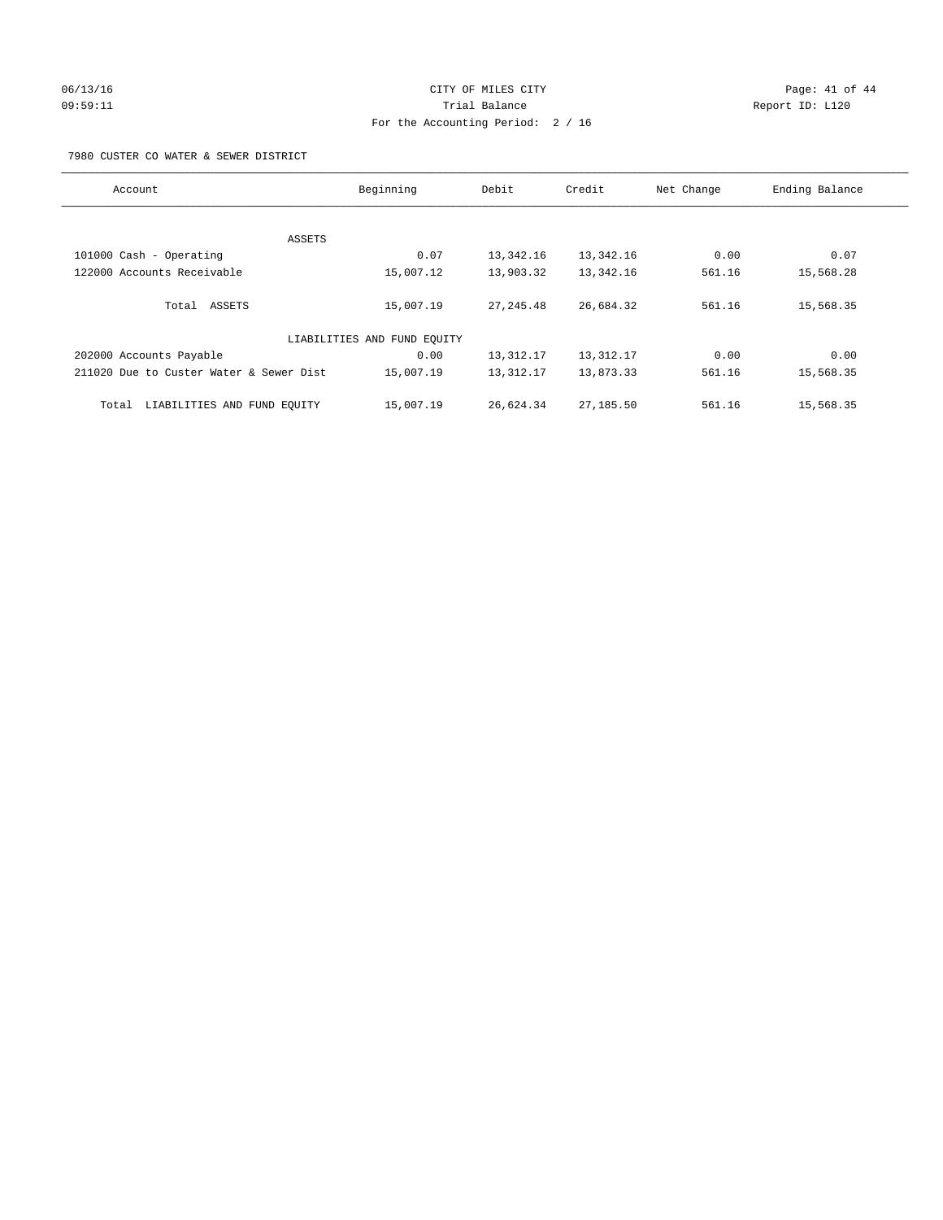CITY OF MILES CITY

Trial Balance

For the Accounting Period: 2 / 16

06/13/16
09:59:11

Report ID: L120

7980 CUSTER CO WATER & SEWER DISTRICT

| Account | Beginning | Debit | Credit | Net Change | Ending Balance |
|---|---|---|---|---|---|
| ASSETS | | | | | |
| 101000 Cash - Operating | 0.07 | 13,342.16 | 13,342.16 | 0.00 | 0.07 |
| 122000 Accounts Receivable | 15,007.12 | 13,903.32 | 13,342.16 | 561.16 | 15,568.28 |
| Total ASSETS | 15,007.19 | 27,245.48 | 26,684.32 | 561.16 | 15,568.35 |
| LIABILITIES AND FUND EQUITY | | | | | |
| 202000 Accounts Payable | 0.00 | 13,312.17 | 13,312.17 | 0.00 | 0.00 |
| 211020 Due to Custer Water & Sewer Dist | 15,007.19 | 13,312.17 | 13,873.33 | 561.16 | 15,568.35 |
| Total LIABILITIES AND FUND EQUITY | 15,007.19 | 26,624.34 | 27,185.50 | 561.16 | 15,568.35 |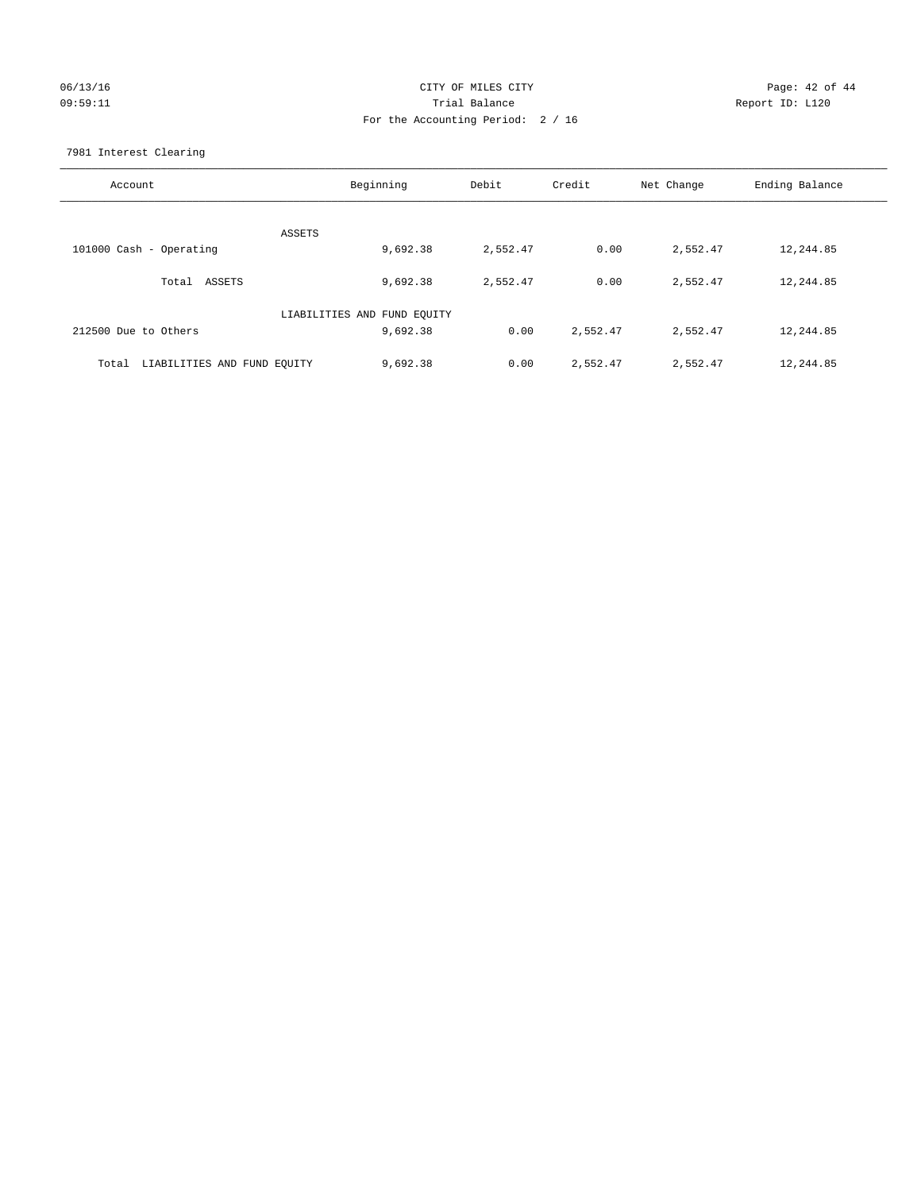CITY OF MILES CITY

Trial Balance

For the Accounting Period: 2 / 16

7981 Interest Clearing

| Account | Beginning | Debit | Credit | Net Change | Ending Balance |
|---|---|---|---|---|---|
| ASSETS | | | | | |
| 101000 Cash - Operating | 9,692.38 | 2,552.47 | 0.00 | 2,552.47 | 12,244.85 |
| Total ASSETS | 9,692.38 | 2,552.47 | 0.00 | 2,552.47 | 12,244.85 |
| LIABILITIES AND FUND EQUITY | | | | | |
| 212500 Due to Others | 9,692.38 | 0.00 | 2,552.47 | 2,552.47 | 12,244.85 |
| Total LIABILITIES AND FUND EQUITY | 9,692.38 | 0.00 | 2,552.47 | 2,552.47 | 12,244.85 |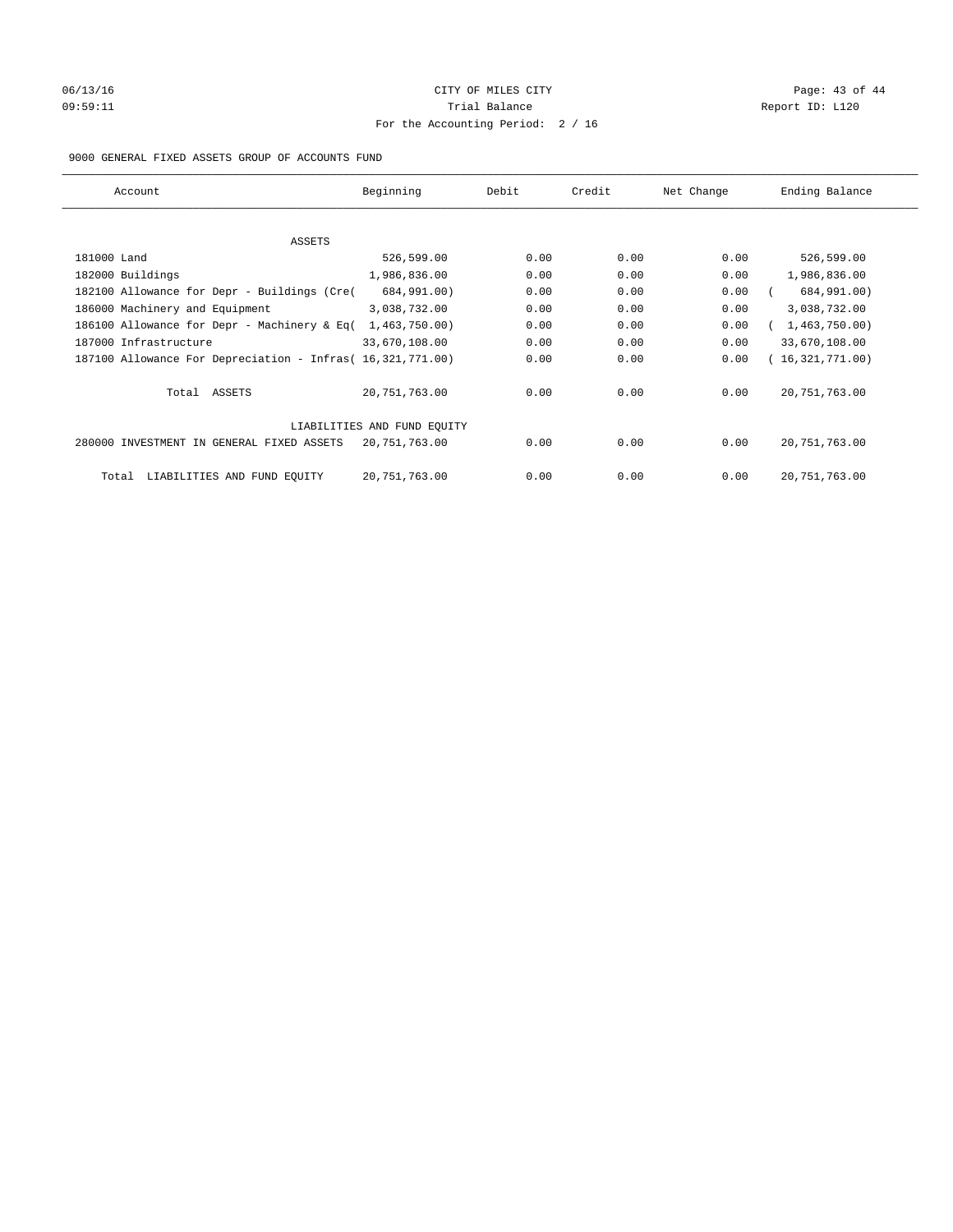CITY OF MILES CITY
Trial Balance
For the Accounting Period: 2 / 16

06/13/16
09:59:11

Report ID: L120

9000 GENERAL FIXED ASSETS GROUP OF ACCOUNTS FUND

| Account | Beginning | Debit | Credit | Net Change | Ending Balance |
|---|---|---|---|---|---|
| ASSETS | | | | | |
| 181000 Land | 526,599.00 | 0.00 | 0.00 | 0.00 | 526,599.00 |
| 182000 Buildings | 1,986,836.00 | 0.00 | 0.00 | 0.00 | 1,986,836.00 |
| 182100 Allowance for Depr - Buildings (Cre( | 684,991.00) | 0.00 | 0.00 | 0.00 | ( 684,991.00) |
| 186000 Machinery and Equipment | 3,038,732.00 | 0.00 | 0.00 | 0.00 | 3,038,732.00 |
| 186100 Allowance for Depr - Machinery & Eq( | 1,463,750.00) | 0.00 | 0.00 | 0.00 | ( 1,463,750.00) |
| 187000 Infrastructure | 33,670,108.00 | 0.00 | 0.00 | 0.00 | 33,670,108.00 |
| 187100 Allowance For Depreciation - Infras( | 16,321,771.00) | 0.00 | 0.00 | 0.00 | ( 16,321,771.00) |
| Total ASSETS | 20,751,763.00 | 0.00 | 0.00 | 0.00 | 20,751,763.00 |
| LIABILITIES AND FUND EQUITY | | | | | |
| 280000 INVESTMENT IN GENERAL FIXED ASSETS | 20,751,763.00 | 0.00 | 0.00 | 0.00 | 20,751,763.00 |
| Total LIABILITIES AND FUND EQUITY | 20,751,763.00 | 0.00 | 0.00 | 0.00 | 20,751,763.00 |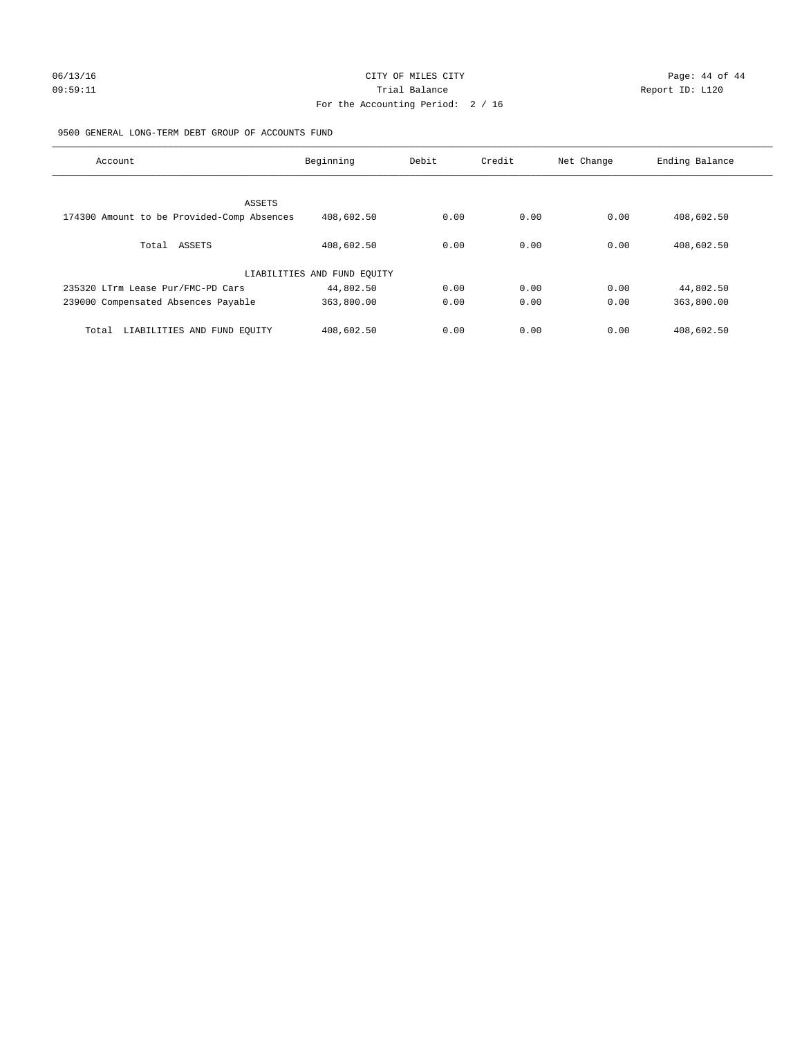CITY OF MILES CITY

Trial Balance

For the Accounting Period: 2 / 16

9500 GENERAL LONG-TERM DEBT GROUP OF ACCOUNTS FUND

| Account | Beginning | Debit | Credit | Net Change | Ending Balance |
|---|---|---|---|---|---|
| ASSETS | | | | | |
| 174300 Amount to be Provided-Comp Absences | 408,602.50 | 0.00 | 0.00 | 0.00 | 408,602.50 |
| Total ASSETS | 408,602.50 | 0.00 | 0.00 | 0.00 | 408,602.50 |
| LIABILITIES AND FUND EQUITY | | | | | |
| 235320 LTrm Lease Pur/FMC-PD Cars | 44,802.50 | 0.00 | 0.00 | 0.00 | 44,802.50 |
| 239000 Compensated Absences Payable | 363,800.00 | 0.00 | 0.00 | 0.00 | 363,800.00 |
| Total LIABILITIES AND FUND EQUITY | 408,602.50 | 0.00 | 0.00 | 0.00 | 408,602.50 |